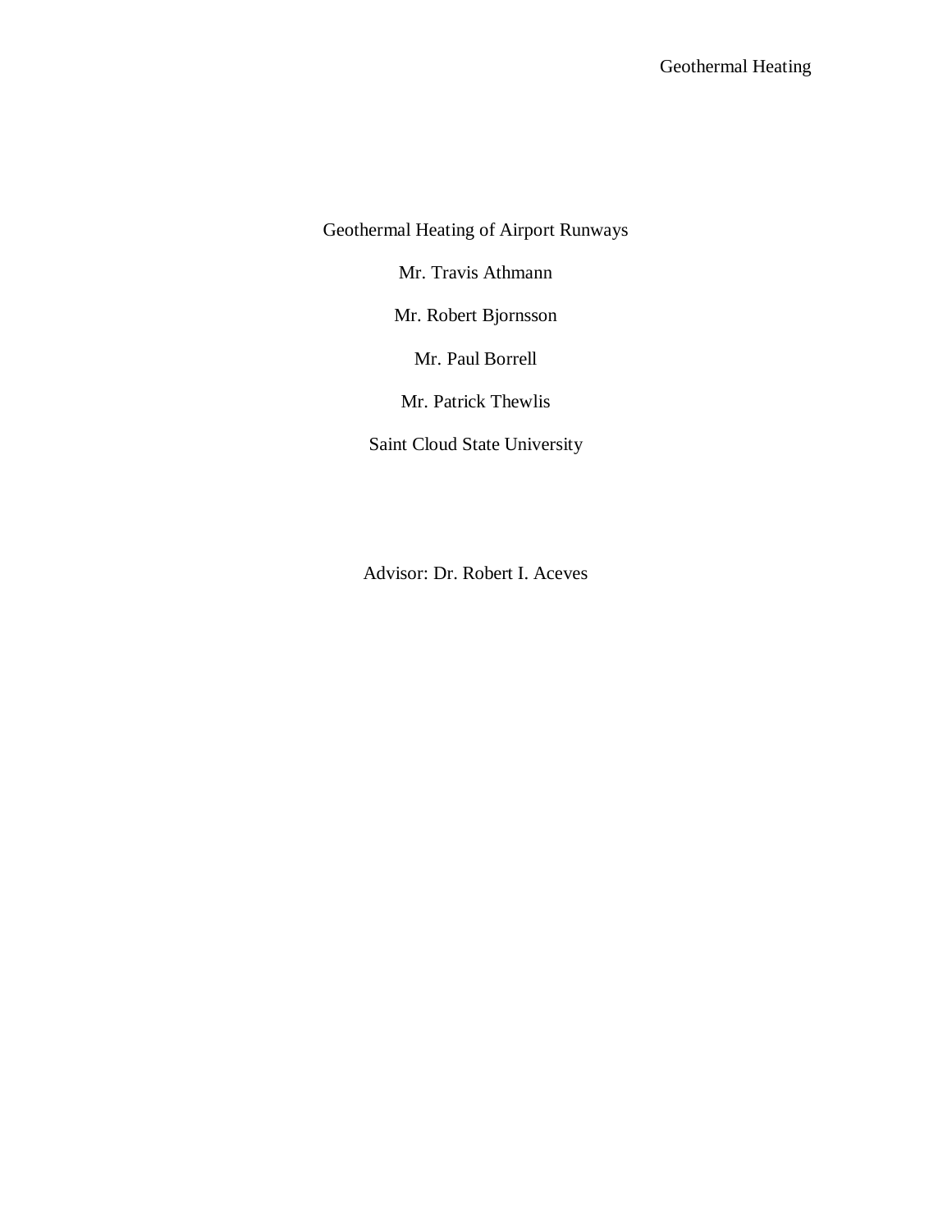# Geothermal Heating of Airport Runways

Mr. Travis Athmann

Mr. Robert Bjornsson

Mr. Paul Borrell

Mr. Patrick Thewlis

Saint Cloud State University

Advisor: Dr. Robert I. Aceves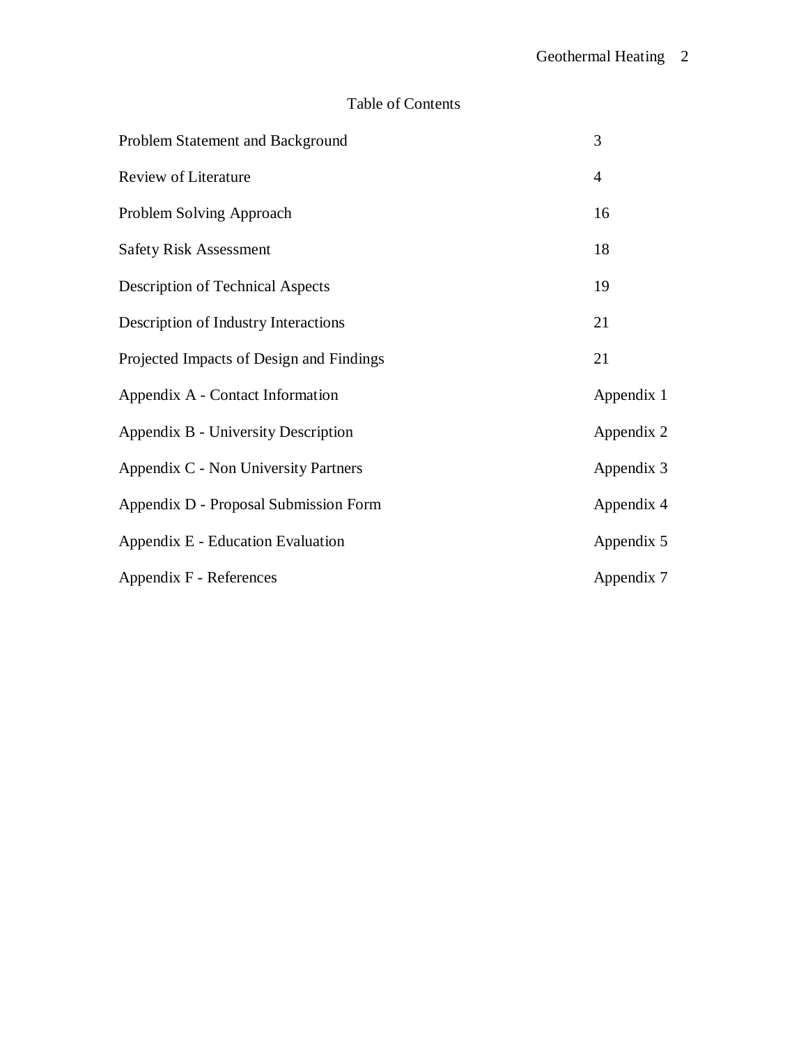# Table of Contents

| | |
|---|---|
| Problem Statement and Background | 3 |
| Review of Literature | 4 |
| Problem Solving Approach | 16 |
| Safety Risk Assessment | 18 |
| Description of Technical Aspects | 19 |
| Description of Industry Interactions | 21 |
| Projected Impacts of Design and Findings | 21 |
| Appendix A - Contact Information | Appendix 1 |
| Appendix B - University Description | Appendix 2 |
| Appendix C - Non University Partners | Appendix 3 |
| Appendix D - Proposal Submission Form | Appendix 4 |
| Appendix E - Education Evaluation | Appendix 5 |
| Appendix F - References | Appendix 7 |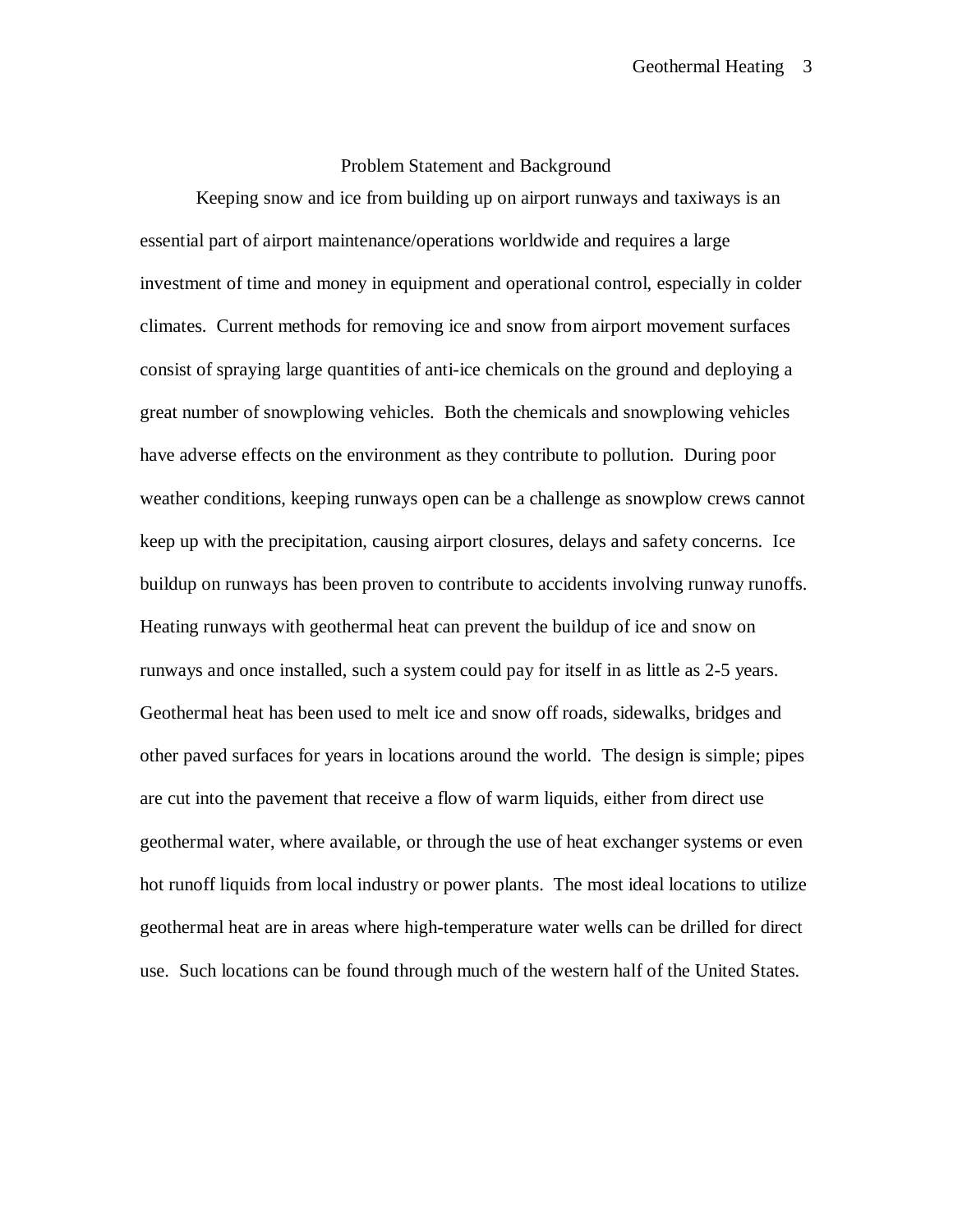## Problem Statement and Background

Keeping snow and ice from building up on airport runways and taxiways is an essential part of airport maintenance/operations worldwide and requires a large investment of time and money in equipment and operational control, especially in colder climates. Current methods for removing ice and snow from airport movement surfaces consist of spraying large quantities of anti-ice chemicals on the ground and deploying a great number of snowplowing vehicles. Both the chemicals and snowplowing vehicles have adverse effects on the environment as they contribute to pollution. During poor weather conditions, keeping runways open can be a challenge as snowplow crews cannot keep up with the precipitation, causing airport closures, delays and safety concerns. Ice buildup on runways has been proven to contribute to accidents involving runway runoffs. Heating runways with geothermal heat can prevent the buildup of ice and snow on runways and once installed, such a system could pay for itself in as little as 2-5 years. Geothermal heat has been used to melt ice and snow off roads, sidewalks, bridges and other paved surfaces for years in locations around the world. The design is simple; pipes are cut into the pavement that receive a flow of warm liquids, either from direct use geothermal water, where available, or through the use of heat exchanger systems or even hot runoff liquids from local industry or power plants. The most ideal locations to utilize geothermal heat are in areas where high-temperature water wells can be drilled for direct use. Such locations can be found through much of the western half of the United States.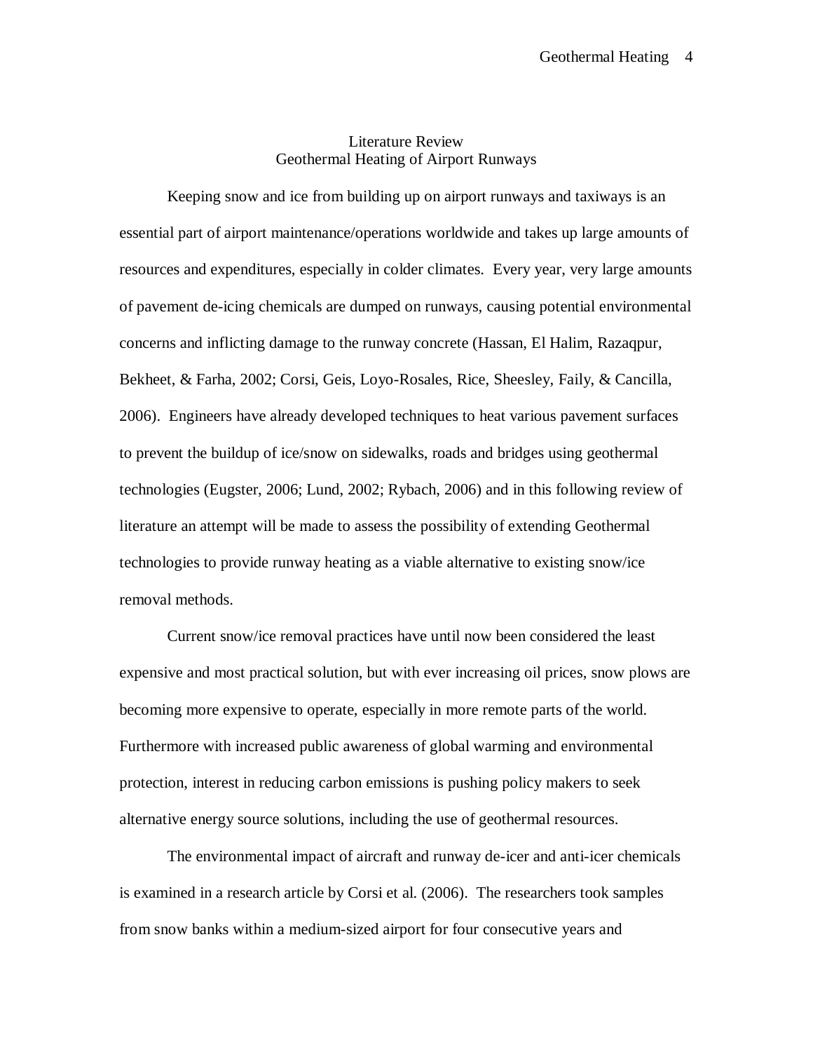# Literature Review

## Geothermal Heating of Airport Runways

Keeping snow and ice from building up on airport runways and taxiways is an essential part of airport maintenance/operations worldwide and takes up large amounts of resources and expenditures, especially in colder climates. Every year, very large amounts of pavement de-icing chemicals are dumped on runways, causing potential environmental concerns and inflicting damage to the runway concrete (Hassan, El Halim, Razaqpur, Bekheet, & Farha, 2002; Corsi, Geis, Loyo-Rosales, Rice, Sheesley, Faily, & Cancilla, 2006). Engineers have already developed techniques to heat various pavement surfaces to prevent the buildup of ice/snow on sidewalks, roads and bridges using geothermal technologies (Eugster, 2006; Lund, 2002; Rybach, 2006) and in this following review of literature an attempt will be made to assess the possibility of extending Geothermal technologies to provide runway heating as a viable alternative to existing snow/ice removal methods.

Current snow/ice removal practices have until now been considered the least expensive and most practical solution, but with ever increasing oil prices, snow plows are becoming more expensive to operate, especially in more remote parts of the world. Furthermore with increased public awareness of global warming and environmental protection, interest in reducing carbon emissions is pushing policy makers to seek alternative energy source solutions, including the use of geothermal resources.

The environmental impact of aircraft and runway de-icer and anti-icer chemicals is examined in a research article by Corsi et al. (2006). The researchers took samples from snow banks within a medium-sized airport for four consecutive years and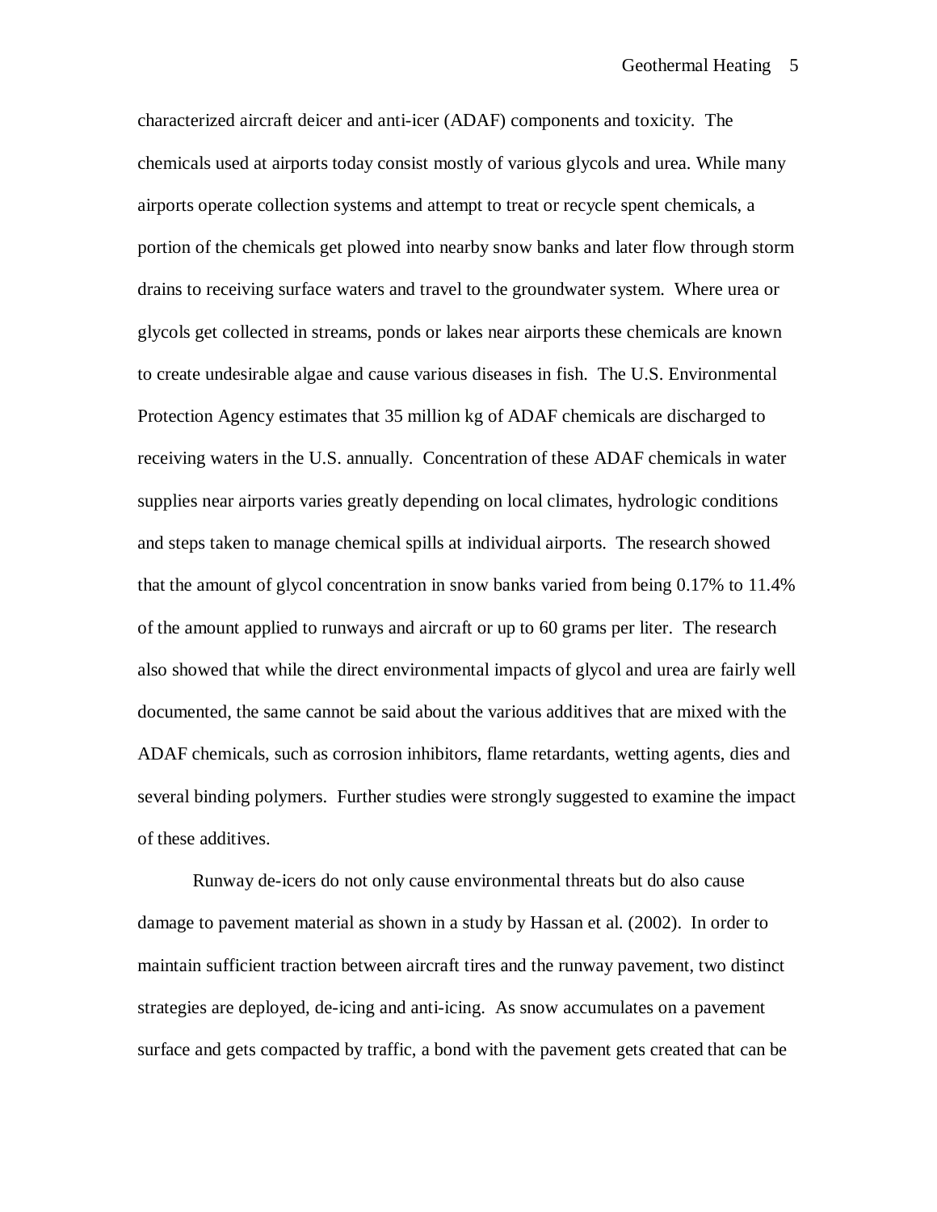characterized aircraft deicer and anti-icer (ADAF) components and toxicity. The chemicals used at airports today consist mostly of various glycols and urea. While many airports operate collection systems and attempt to treat or recycle spent chemicals, a portion of the chemicals get plowed into nearby snow banks and later flow through storm drains to receiving surface waters and travel to the groundwater system. Where urea or glycols get collected in streams, ponds or lakes near airports these chemicals are known to create undesirable algae and cause various diseases in fish. The U.S. Environmental Protection Agency estimates that 35 million kg of ADAF chemicals are discharged to receiving waters in the U.S. annually. Concentration of these ADAF chemicals in water supplies near airports varies greatly depending on local climates, hydrologic conditions and steps taken to manage chemical spills at individual airports. The research showed that the amount of glycol concentration in snow banks varied from being 0.17% to 11.4% of the amount applied to runways and aircraft or up to 60 grams per liter. The research also showed that while the direct environmental impacts of glycol and urea are fairly well documented, the same cannot be said about the various additives that are mixed with the ADAF chemicals, such as corrosion inhibitors, flame retardants, wetting agents, dies and several binding polymers. Further studies were strongly suggested to examine the impact of these additives.

Runway de-icers do not only cause environmental threats but do also cause damage to pavement material as shown in a study by Hassan et al. (2002). In order to maintain sufficient traction between aircraft tires and the runway pavement, two distinct strategies are deployed, de-icing and anti-icing. As snow accumulates on a pavement surface and gets compacted by traffic, a bond with the pavement gets created that can be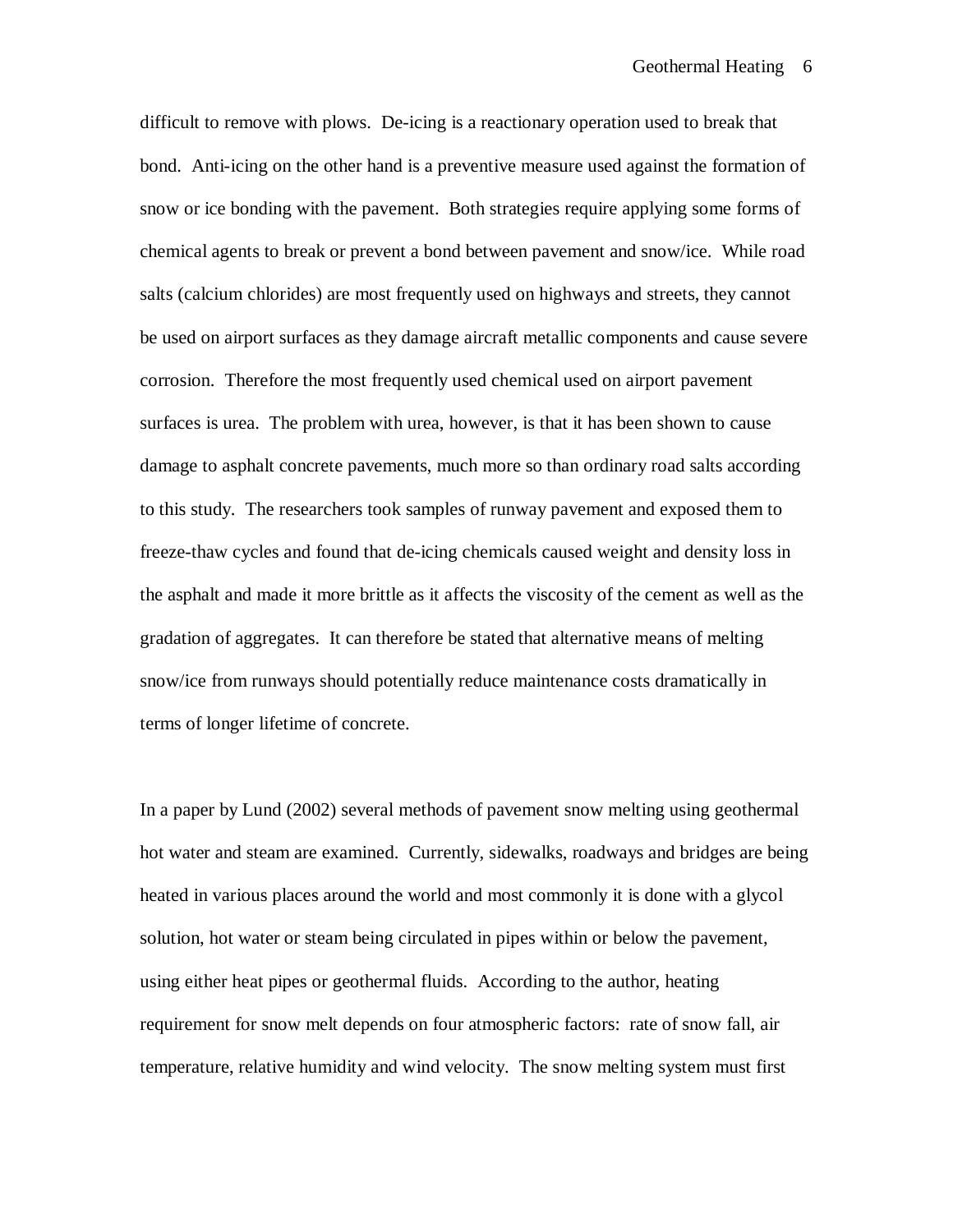difficult to remove with plows. De-icing is a reactionary operation used to break that bond. Anti-icing on the other hand is a preventive measure used against the formation of snow or ice bonding with the pavement. Both strategies require applying some forms of chemical agents to break or prevent a bond between pavement and snow/ice. While road salts (calcium chlorides) are most frequently used on highways and streets, they cannot be used on airport surfaces as they damage aircraft metallic components and cause severe corrosion. Therefore the most frequently used chemical used on airport pavement surfaces is urea. The problem with urea, however, is that it has been shown to cause damage to asphalt concrete pavements, much more so than ordinary road salts according to this study. The researchers took samples of runway pavement and exposed them to freeze-thaw cycles and found that de-icing chemicals caused weight and density loss in the asphalt and made it more brittle as it affects the viscosity of the cement as well as the gradation of aggregates. It can therefore be stated that alternative means of melting snow/ice from runways should potentially reduce maintenance costs dramatically in terms of longer lifetime of concrete.

In a paper by Lund (2002) several methods of pavement snow melting using geothermal hot water and steam are examined. Currently, sidewalks, roadways and bridges are being heated in various places around the world and most commonly it is done with a glycol solution, hot water or steam being circulated in pipes within or below the pavement, using either heat pipes or geothermal fluids. According to the author, heating requirement for snow melt depends on four atmospheric factors: rate of snow fall, air temperature, relative humidity and wind velocity. The snow melting system must first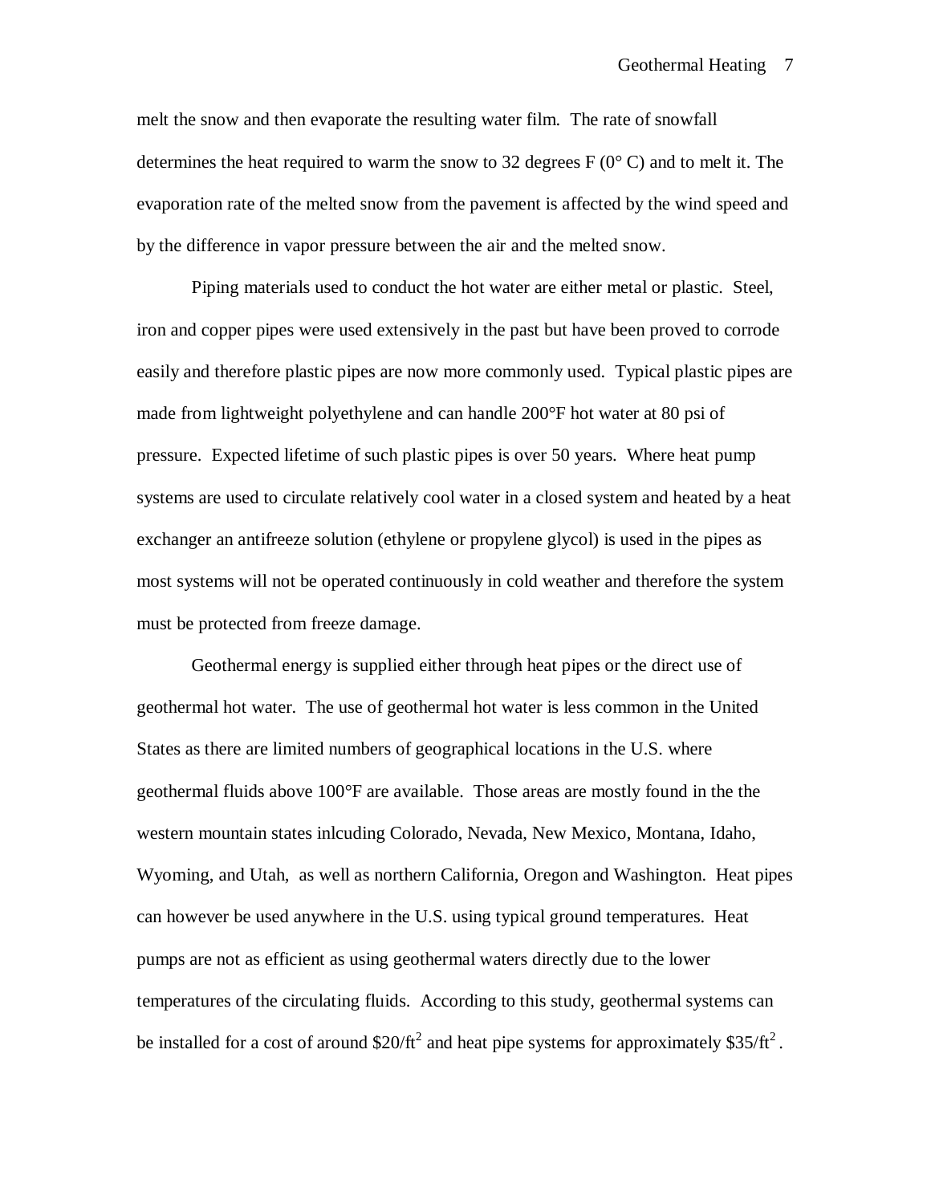melt the snow and then evaporate the resulting water film. The rate of snowfall determines the heat required to warm the snow to 32 degrees F (0° C) and to melt it. The evaporation rate of the melted snow from the pavement is affected by the wind speed and by the difference in vapor pressure between the air and the melted snow.

Piping materials used to conduct the hot water are either metal or plastic. Steel, iron and copper pipes were used extensively in the past but have been proved to corrode easily and therefore plastic pipes are now more commonly used. Typical plastic pipes are made from lightweight polyethylene and can handle 200°F hot water at 80 psi of pressure. Expected lifetime of such plastic pipes is over 50 years. Where heat pump systems are used to circulate relatively cool water in a closed system and heated by a heat exchanger an antifreeze solution (ethylene or propylene glycol) is used in the pipes as most systems will not be operated continuously in cold weather and therefore the system must be protected from freeze damage.

Geothermal energy is supplied either through heat pipes or the direct use of geothermal hot water. The use of geothermal hot water is less common in the United States as there are limited numbers of geographical locations in the U.S. where geothermal fluids above 100°F are available. Those areas are mostly found in the the western mountain states inlcuding Colorado, Nevada, New Mexico, Montana, Idaho, Wyoming, and Utah, as well as northern California, Oregon and Washington. Heat pipes can however be used anywhere in the U.S. using typical ground temperatures. Heat pumps are not as efficient as using geothermal waters directly due to the lower temperatures of the circulating fluids. According to this study, geothermal systems can be installed for a cost of around $\$20/ft^2$ and heat pipe systems for approximately $\$35/ft^2$.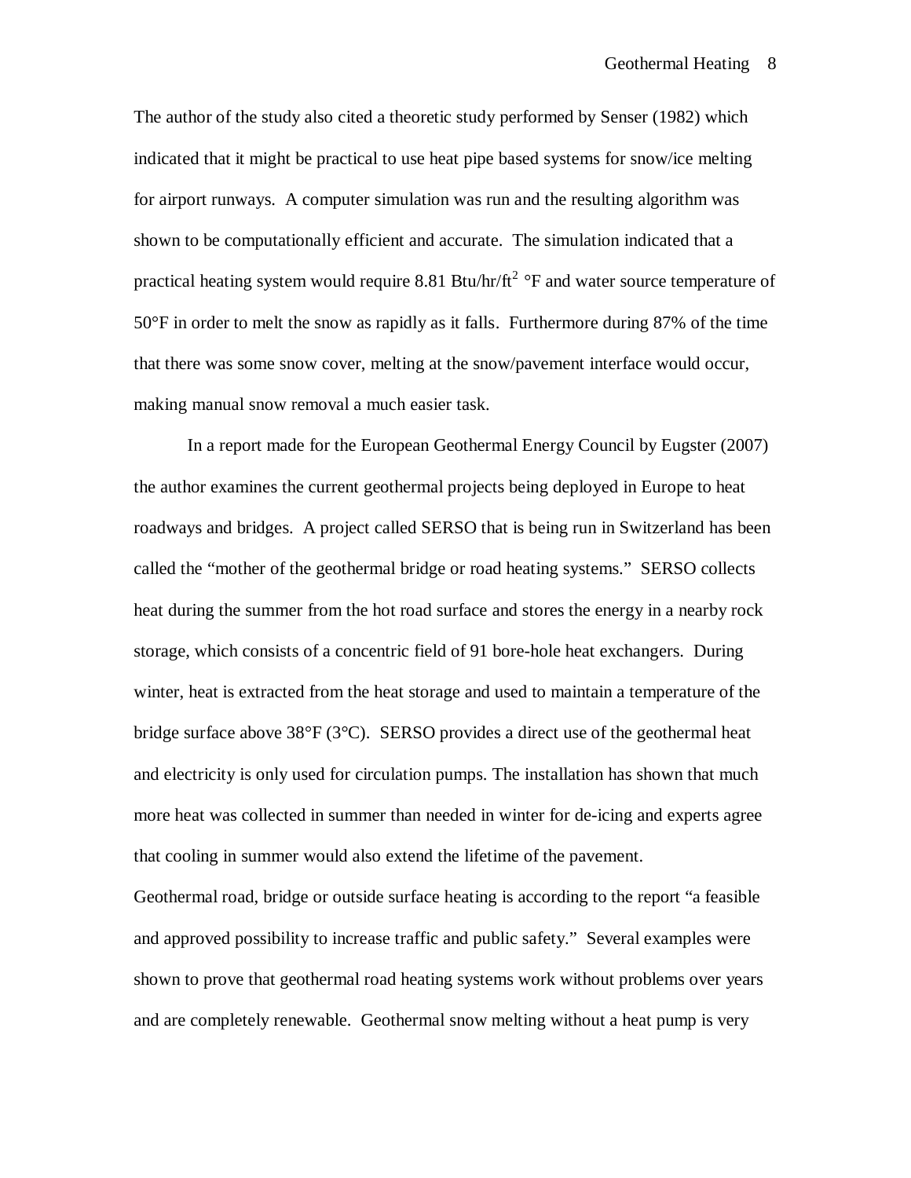The author of the study also cited a theoretic study performed by Senser (1982) which indicated that it might be practical to use heat pipe based systems for snow/ice melting for airport runways. A computer simulation was run and the resulting algorithm was shown to be computationally efficient and accurate. The simulation indicated that a practical heating system would require 8.81 Btu/hr/ft$^2$ °F and water source temperature of 50°F in order to melt the snow as rapidly as it falls. Furthermore during 87% of the time that there was some snow cover, melting at the snow/pavement interface would occur, making manual snow removal a much easier task.

In a report made for the European Geothermal Energy Council by Eugster (2007) the author examines the current geothermal projects being deployed in Europe to heat roadways and bridges. A project called SERSO that is being run in Switzerland has been called the "mother of the geothermal bridge or road heating systems." SERSO collects heat during the summer from the hot road surface and stores the energy in a nearby rock storage, which consists of a concentric field of 91 bore-hole heat exchangers. During winter, heat is extracted from the heat storage and used to maintain a temperature of the bridge surface above 38°F (3°C). SERSO provides a direct use of the geothermal heat and electricity is only used for circulation pumps. The installation has shown that much more heat was collected in summer than needed in winter for de-icing and experts agree that cooling in summer would also extend the lifetime of the pavement.

Geothermal road, bridge or outside surface heating is according to the report "a feasible and approved possibility to increase traffic and public safety." Several examples were shown to prove that geothermal road heating systems work without problems over years and are completely renewable. Geothermal snow melting without a heat pump is very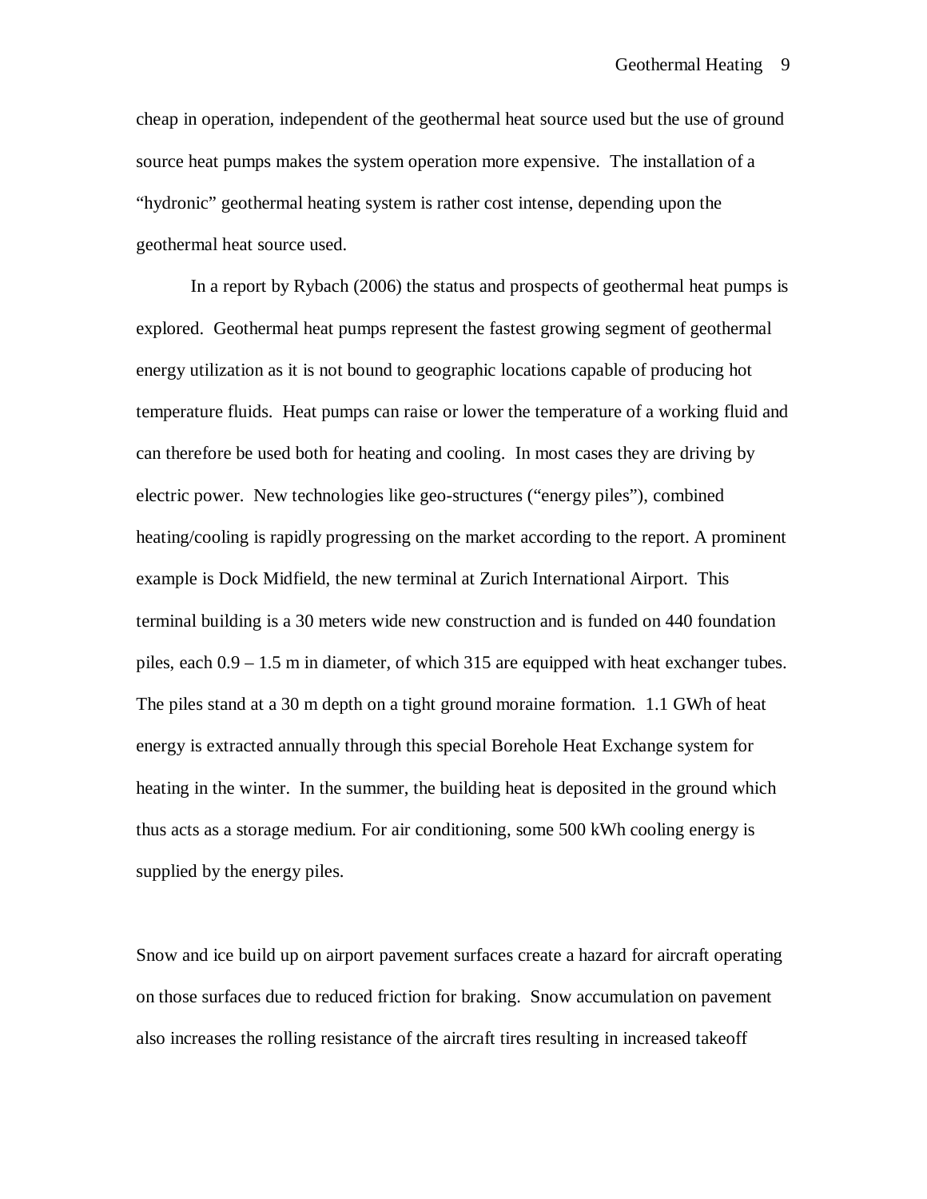cheap in operation, independent of the geothermal heat source used but the use of ground source heat pumps makes the system operation more expensive. The installation of a "hydronic" geothermal heating system is rather cost intense, depending upon the geothermal heat source used.

In a report by Rybach (2006) the status and prospects of geothermal heat pumps is explored. Geothermal heat pumps represent the fastest growing segment of geothermal energy utilization as it is not bound to geographic locations capable of producing hot temperature fluids. Heat pumps can raise or lower the temperature of a working fluid and can therefore be used both for heating and cooling. In most cases they are driving by electric power. New technologies like geo-structures ("energy piles"), combined heating/cooling is rapidly progressing on the market according to the report. A prominent example is Dock Midfield, the new terminal at Zurich International Airport. This terminal building is a 30 meters wide new construction and is funded on 440 foundation piles, each 0.9 – 1.5 m in diameter, of which 315 are equipped with heat exchanger tubes. The piles stand at a 30 m depth on a tight ground moraine formation. 1.1 GWh of heat energy is extracted annually through this special Borehole Heat Exchange system for heating in the winter. In the summer, the building heat is deposited in the ground which thus acts as a storage medium. For air conditioning, some 500 kWh cooling energy is supplied by the energy piles.

Snow and ice build up on airport pavement surfaces create a hazard for aircraft operating on those surfaces due to reduced friction for braking. Snow accumulation on pavement also increases the rolling resistance of the aircraft tires resulting in increased takeoff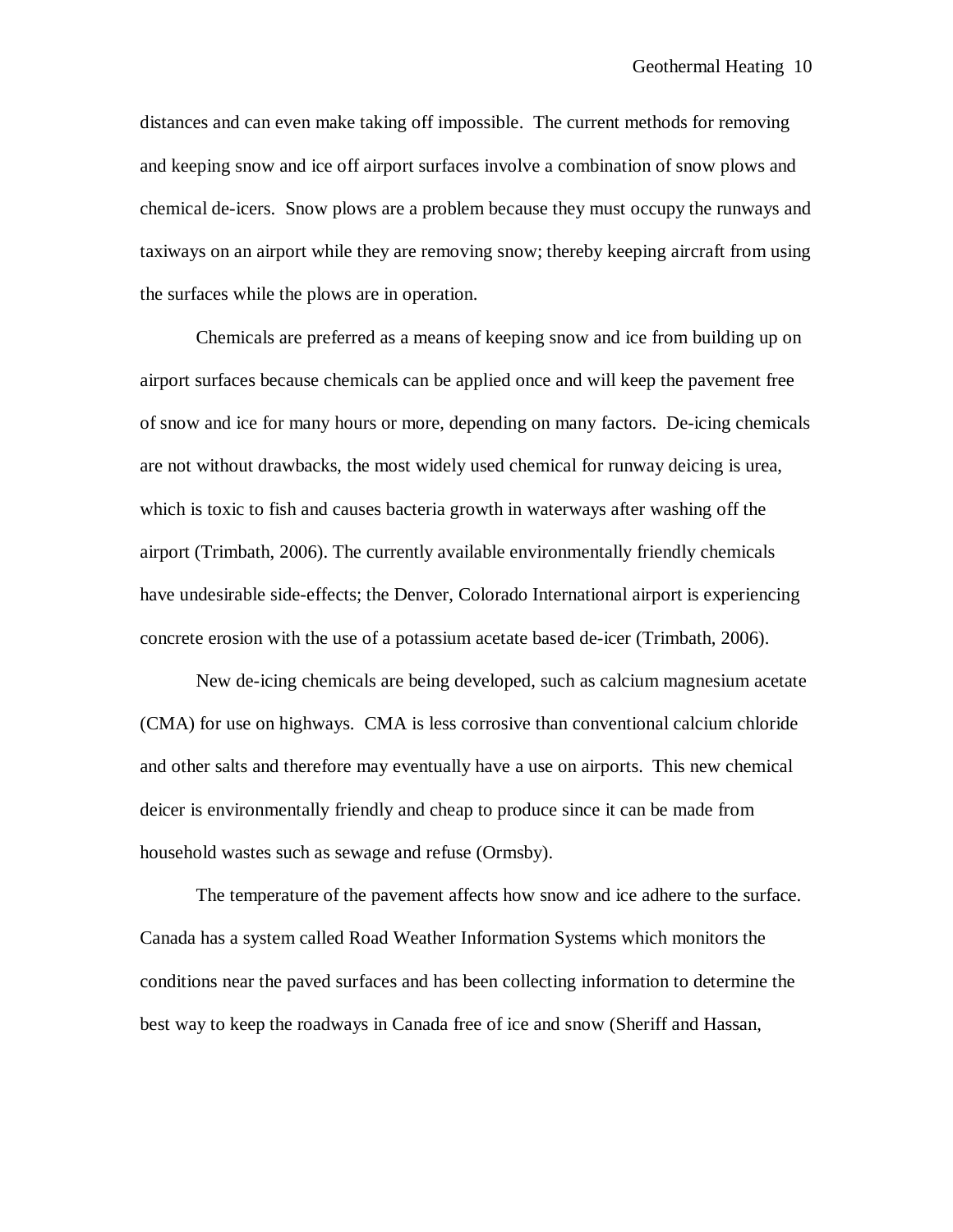distances and can even make taking off impossible. The current methods for removing and keeping snow and ice off airport surfaces involve a combination of snow plows and chemical de-icers. Snow plows are a problem because they must occupy the runways and taxiways on an airport while they are removing snow; thereby keeping aircraft from using the surfaces while the plows are in operation.

Chemicals are preferred as a means of keeping snow and ice from building up on airport surfaces because chemicals can be applied once and will keep the pavement free of snow and ice for many hours or more, depending on many factors. De-icing chemicals are not without drawbacks, the most widely used chemical for runway deicing is urea, which is toxic to fish and causes bacteria growth in waterways after washing off the airport (Trimbath, 2006). The currently available environmentally friendly chemicals have undesirable side-effects; the Denver, Colorado International airport is experiencing concrete erosion with the use of a potassium acetate based de-icer (Trimbath, 2006).

New de-icing chemicals are being developed, such as calcium magnesium acetate (CMA) for use on highways. CMA is less corrosive than conventional calcium chloride and other salts and therefore may eventually have a use on airports. This new chemical deicer is environmentally friendly and cheap to produce since it can be made from household wastes such as sewage and refuse (Ormsby).

The temperature of the pavement affects how snow and ice adhere to the surface. Canada has a system called Road Weather Information Systems which monitors the conditions near the paved surfaces and has been collecting information to determine the best way to keep the roadways in Canada free of ice and snow (Sheriff and Hassan,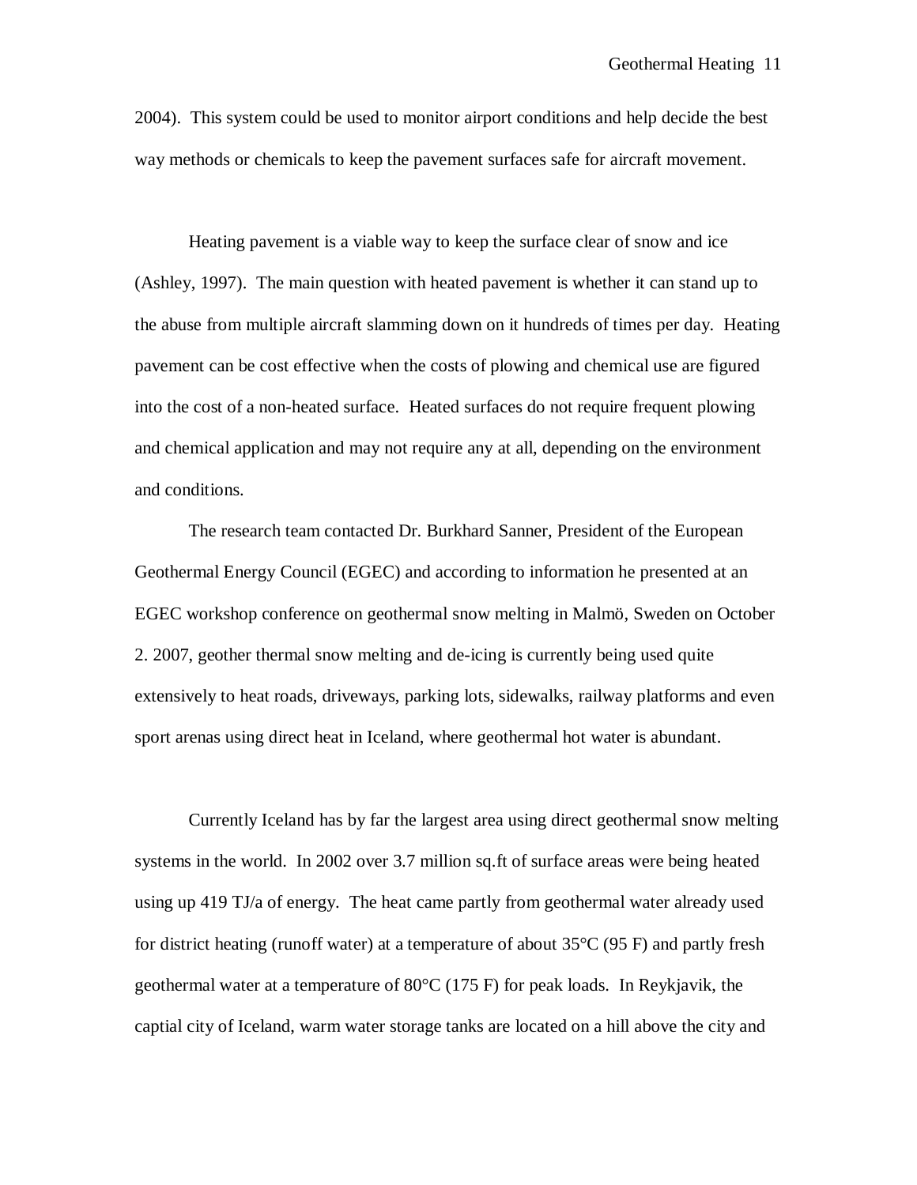2004). This system could be used to monitor airport conditions and help decide the best way methods or chemicals to keep the pavement surfaces safe for aircraft movement.

Heating pavement is a viable way to keep the surface clear of snow and ice (Ashley, 1997). The main question with heated pavement is whether it can stand up to the abuse from multiple aircraft slamming down on it hundreds of times per day. Heating pavement can be cost effective when the costs of plowing and chemical use are figured into the cost of a non-heated surface. Heated surfaces do not require frequent plowing and chemical application and may not require any at all, depending on the environment and conditions.

The research team contacted Dr. Burkhard Sanner, President of the European Geothermal Energy Council (EGEC) and according to information he presented at an EGEC workshop conference on geothermal snow melting in Malmö, Sweden on October 2. 2007, geother thermal snow melting and de-icing is currently being used quite extensively to heat roads, driveways, parking lots, sidewalks, railway platforms and even sport arenas using direct heat in Iceland, where geothermal hot water is abundant.

Currently Iceland has by far the largest area using direct geothermal snow melting systems in the world. In 2002 over 3.7 million sq.ft of surface areas were being heated using up 419 TJ/a of energy. The heat came partly from geothermal water already used for district heating (runoff water) at a temperature of about 35°C (95 F) and partly fresh geothermal water at a temperature of 80°C (175 F) for peak loads. In Reykjavik, the captial city of Iceland, warm water storage tanks are located on a hill above the city and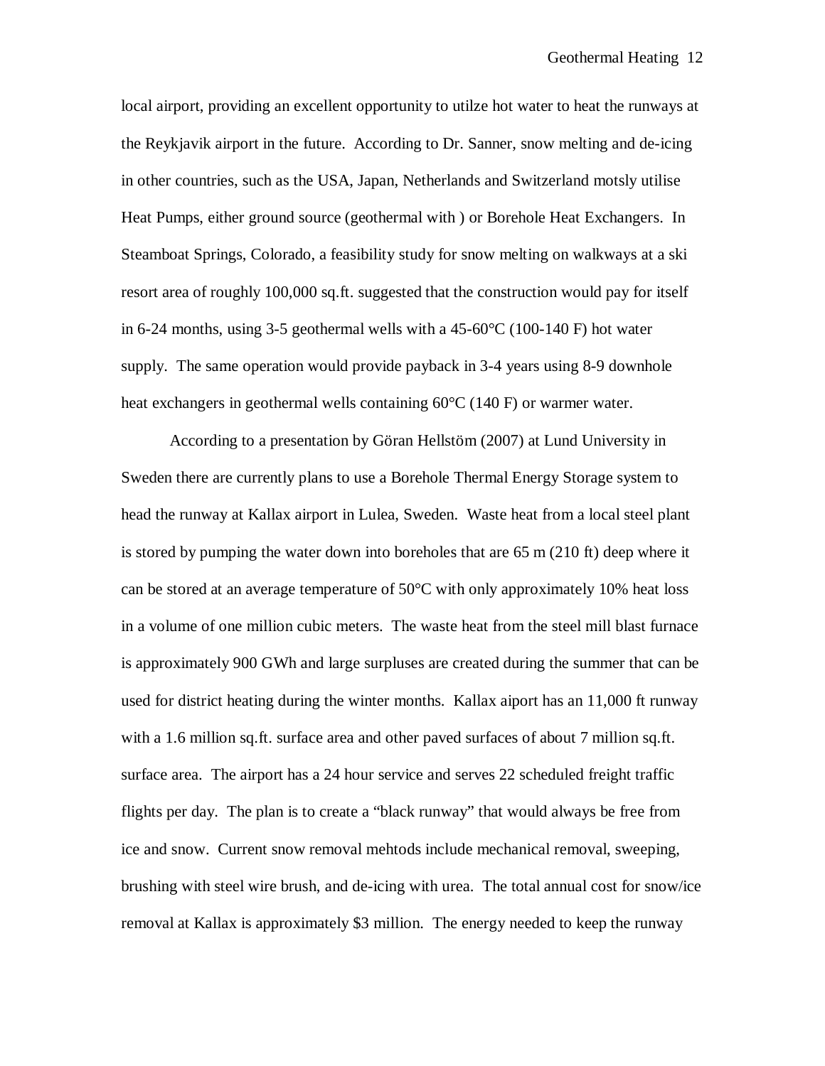local airport, providing an excellent opportunity to utilze hot water to heat the runways at the Reykjavik airport in the future. According to Dr. Sanner, snow melting and de-icing in other countries, such as the USA, Japan, Netherlands and Switzerland motsly utilise Heat Pumps, either ground source (geothermal with ) or Borehole Heat Exchangers. In Steamboat Springs, Colorado, a feasibility study for snow melting on walkways at a ski resort area of roughly 100,000 sq.ft. suggested that the construction would pay for itself in 6-24 months, using 3-5 geothermal wells with a 45-60°C (100-140 F) hot water supply. The same operation would provide payback in 3-4 years using 8-9 downhole heat exchangers in geothermal wells containing 60°C (140 F) or warmer water.

According to a presentation by Göran Hellstöm (2007) at Lund University in Sweden there are currently plans to use a Borehole Thermal Energy Storage system to head the runway at Kallax airport in Lulea, Sweden. Waste heat from a local steel plant is stored by pumping the water down into boreholes that are 65 m (210 ft) deep where it can be stored at an average temperature of 50°C with only approximately 10% heat loss in a volume of one million cubic meters. The waste heat from the steel mill blast furnace is approximately 900 GWh and large surpluses are created during the summer that can be used for district heating during the winter months. Kallax aiport has an 11,000 ft runway with a 1.6 million sq.ft. surface area and other paved surfaces of about 7 million sq.ft. surface area. The airport has a 24 hour service and serves 22 scheduled freight traffic flights per day. The plan is to create a "black runway" that would always be free from ice and snow. Current snow removal mehtods include mechanical removal, sweeping, brushing with steel wire brush, and de-icing with urea. The total annual cost for snow/ice removal at Kallax is approximately $3 million. The energy needed to keep the runway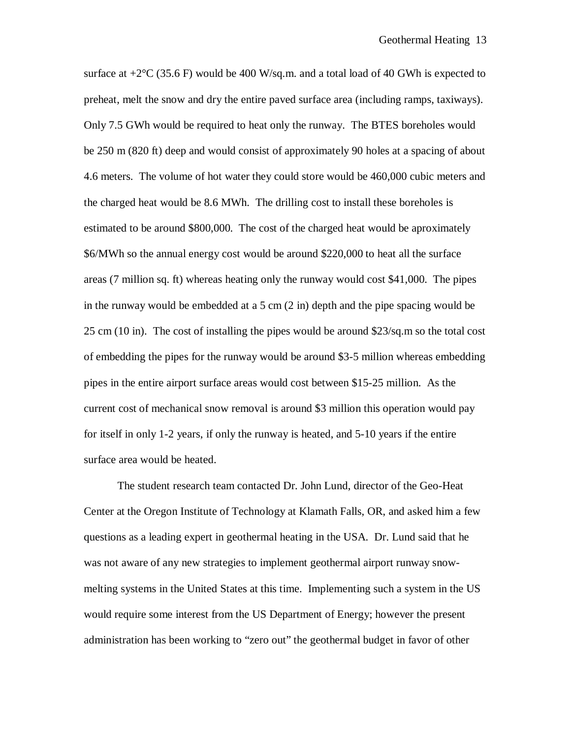surface at +2°C (35.6 F) would be 400 W/sq.m. and a total load of 40 GWh is expected to preheat, melt the snow and dry the entire paved surface area (including ramps, taxiways). Only 7.5 GWh would be required to heat only the runway. The BTES boreholes would be 250 m (820 ft) deep and would consist of approximately 90 holes at a spacing of about 4.6 meters. The volume of hot water they could store would be 460,000 cubic meters and the charged heat would be 8.6 MWh. The drilling cost to install these boreholes is estimated to be around $800,000. The cost of the charged heat would be aproximately $6/MWh so the annual energy cost would be around $220,000 to heat all the surface areas (7 million sq. ft) whereas heating only the runway would cost $41,000. The pipes in the runway would be embedded at a 5 cm (2 in) depth and the pipe spacing would be 25 cm (10 in). The cost of installing the pipes would be around $23/sq.m so the total cost of embedding the pipes for the runway would be around $3-5 million whereas embedding pipes in the entire airport surface areas would cost between $15-25 million. As the current cost of mechanical snow removal is around $3 million this operation would pay for itself in only 1-2 years, if only the runway is heated, and 5-10 years if the entire surface area would be heated.

The student research team contacted Dr. John Lund, director of the Geo-Heat Center at the Oregon Institute of Technology at Klamath Falls, OR, and asked him a few questions as a leading expert in geothermal heating in the USA. Dr. Lund said that he was not aware of any new strategies to implement geothermal airport runway snow-melting systems in the United States at this time. Implementing such a system in the US would require some interest from the US Department of Energy; however the present administration has been working to "zero out" the geothermal budget in favor of other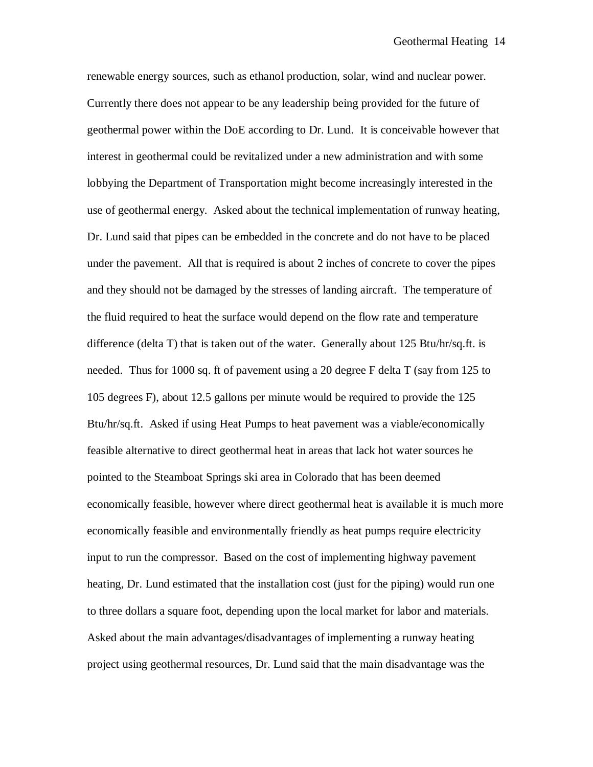renewable energy sources, such as ethanol production, solar, wind and nuclear power. Currently there does not appear to be any leadership being provided for the future of geothermal power within the DoE according to Dr. Lund. It is conceivable however that interest in geothermal could be revitalized under a new administration and with some lobbying the Department of Transportation might become increasingly interested in the use of geothermal energy. Asked about the technical implementation of runway heating, Dr. Lund said that pipes can be embedded in the concrete and do not have to be placed under the pavement. All that is required is about 2 inches of concrete to cover the pipes and they should not be damaged by the stresses of landing aircraft. The temperature of the fluid required to heat the surface would depend on the flow rate and temperature difference (delta T) that is taken out of the water. Generally about 125 Btu/hr/sq.ft. is needed. Thus for 1000 sq. ft of pavement using a 20 degree F delta T (say from 125 to 105 degrees F), about 12.5 gallons per minute would be required to provide the 125 Btu/hr/sq.ft. Asked if using Heat Pumps to heat pavement was a viable/economically feasible alternative to direct geothermal heat in areas that lack hot water sources he pointed to the Steamboat Springs ski area in Colorado that has been deemed economically feasible, however where direct geothermal heat is available it is much more economically feasible and environmentally friendly as heat pumps require electricity input to run the compressor. Based on the cost of implementing highway pavement heating, Dr. Lund estimated that the installation cost (just for the piping) would run one to three dollars a square foot, depending upon the local market for labor and materials. Asked about the main advantages/disadvantages of implementing a runway heating project using geothermal resources, Dr. Lund said that the main disadvantage was the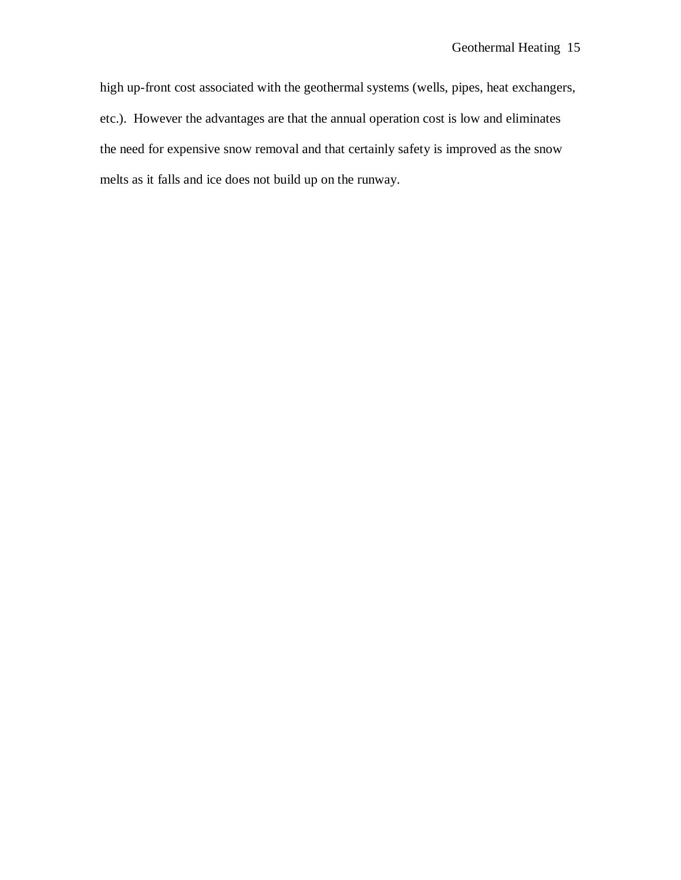high up-front cost associated with the geothermal systems (wells, pipes, heat exchangers, etc.). However the advantages are that the annual operation cost is low and eliminates the need for expensive snow removal and that certainly safety is improved as the snow melts as it falls and ice does not build up on the runway.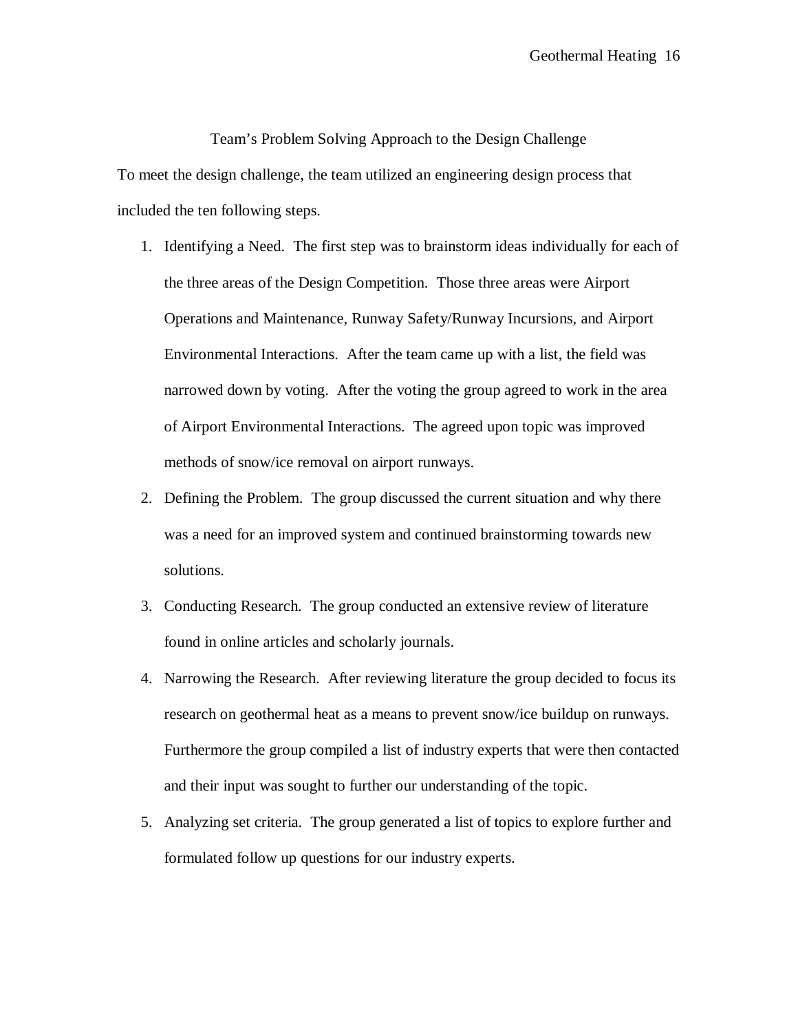## Team's Problem Solving Approach to the Design Challenge

To meet the design challenge, the team utilized an engineering design process that included the ten following steps.

1. Identifying a Need. The first step was to brainstorm ideas individually for each of the three areas of the Design Competition. Those three areas were Airport Operations and Maintenance, Runway Safety/Runway Incursions, and Airport Environmental Interactions. After the team came up with a list, the field was narrowed down by voting. After the voting the group agreed to work in the area of Airport Environmental Interactions. The agreed upon topic was improved methods of snow/ice removal on airport runways.
2. Defining the Problem. The group discussed the current situation and why there was a need for an improved system and continued brainstorming towards new solutions.
3. Conducting Research. The group conducted an extensive review of literature found in online articles and scholarly journals.
4. Narrowing the Research. After reviewing literature the group decided to focus its research on geothermal heat as a means to prevent snow/ice buildup on runways. Furthermore the group compiled a list of industry experts that were then contacted and their input was sought to further our understanding of the topic.
5. Analyzing set criteria. The group generated a list of topics to explore further and formulated follow up questions for our industry experts.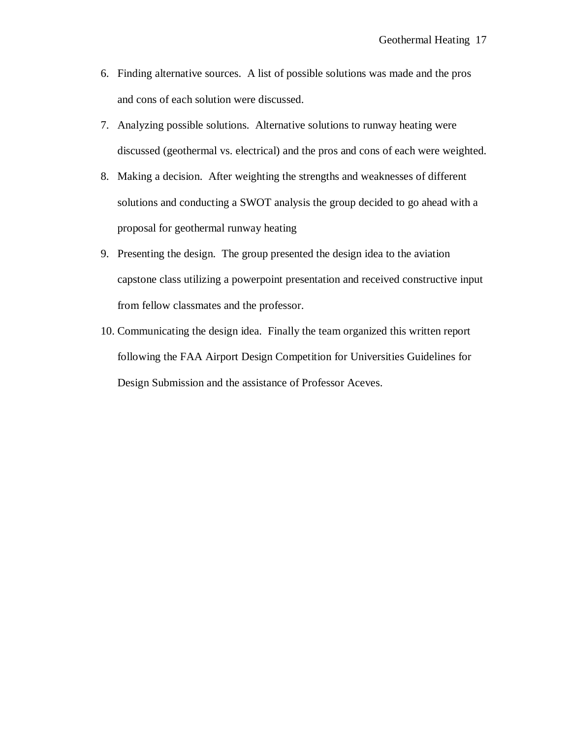6. Finding alternative sources. A list of possible solutions was made and the pros and cons of each solution were discussed.
7. Analyzing possible solutions. Alternative solutions to runway heating were discussed (geothermal vs. electrical) and the pros and cons of each were weighted.
8. Making a decision. After weighting the strengths and weaknesses of different solutions and conducting a SWOT analysis the group decided to go ahead with a proposal for geothermal runway heating
9. Presenting the design. The group presented the design idea to the aviation capstone class utilizing a powerpoint presentation and received constructive input from fellow classmates and the professor.
10. Communicating the design idea. Finally the team organized this written report following the FAA Airport Design Competition for Universities Guidelines for Design Submission and the assistance of Professor Aceves.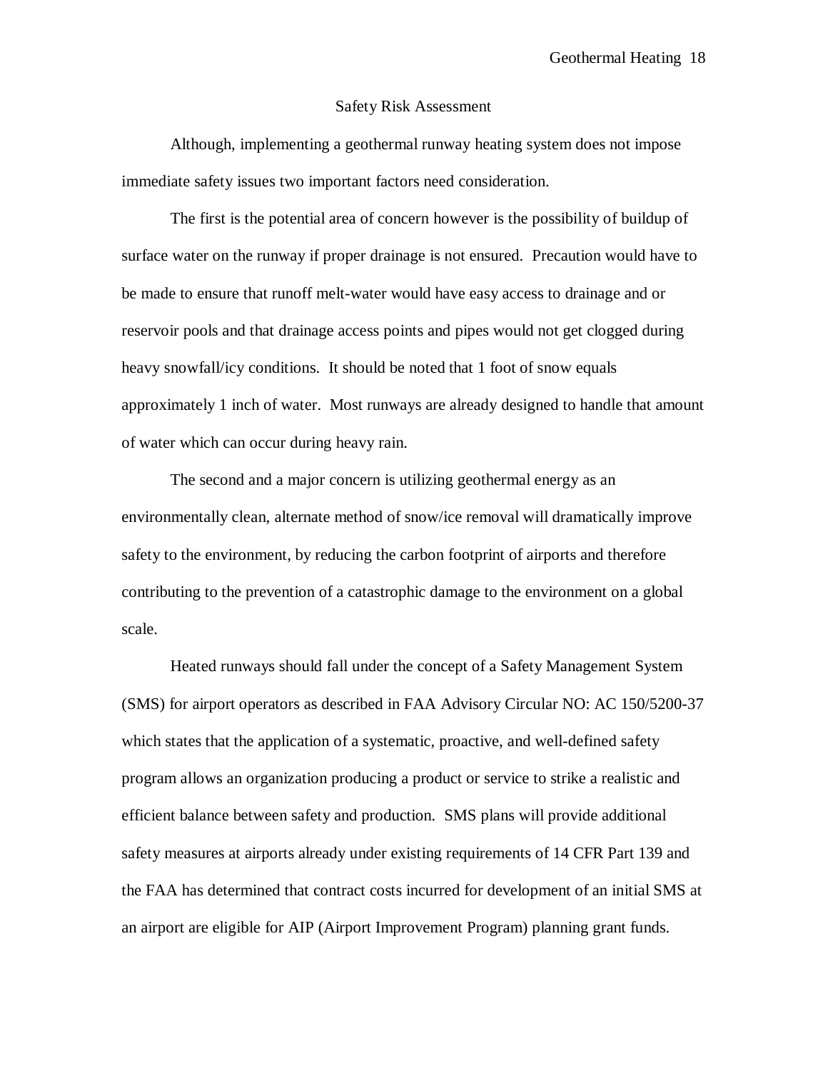## Safety Risk Assessment

Although, implementing a geothermal runway heating system does not impose immediate safety issues two important factors need consideration.

The first is the potential area of concern however is the possibility of buildup of surface water on the runway if proper drainage is not ensured. Precaution would have to be made to ensure that runoff melt-water would have easy access to drainage and or reservoir pools and that drainage access points and pipes would not get clogged during heavy snowfall/icy conditions. It should be noted that 1 foot of snow equals approximately 1 inch of water. Most runways are already designed to handle that amount of water which can occur during heavy rain.

The second and a major concern is utilizing geothermal energy as an environmentally clean, alternate method of snow/ice removal will dramatically improve safety to the environment, by reducing the carbon footprint of airports and therefore contributing to the prevention of a catastrophic damage to the environment on a global scale.

Heated runways should fall under the concept of a Safety Management System (SMS) for airport operators as described in FAA Advisory Circular NO: AC 150/5200-37 which states that the application of a systematic, proactive, and well-defined safety program allows an organization producing a product or service to strike a realistic and efficient balance between safety and production. SMS plans will provide additional safety measures at airports already under existing requirements of 14 CFR Part 139 and the FAA has determined that contract costs incurred for development of an initial SMS at an airport are eligible for AIP (Airport Improvement Program) planning grant funds.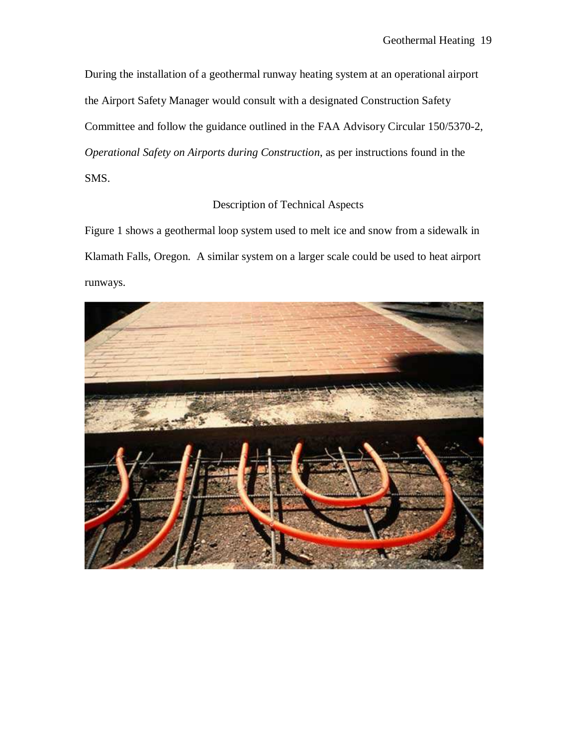During the installation of a geothermal runway heating system at an operational airport the Airport Safety Manager would consult with a designated Construction Safety Committee and follow the guidance outlined in the FAA Advisory Circular 150/5370-2, *Operational Safety on Airports during Construction*, as per instructions found in the SMS.

## Description of Technical Aspects

Figure 1 shows a geothermal loop system used to melt ice and snow from a sidewalk in Klamath Falls, Oregon. A similar system on a larger scale could be used to heat airport runways.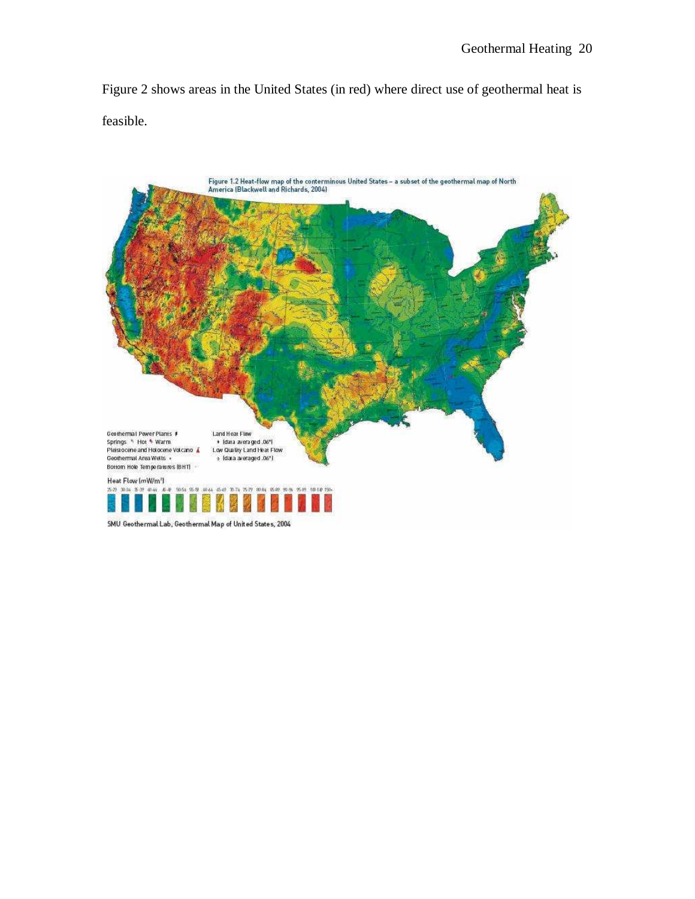Figure 2 shows areas in the United States (in red) where direct use of geothermal heat is feasible.

Figure 1.2 Heat-flow map of the conterminous United States – a subset of the geothermal map of North America (Blackwell and Richards, 2004)

SMU Geothermal Lab, Geothermal Map of United States, 2004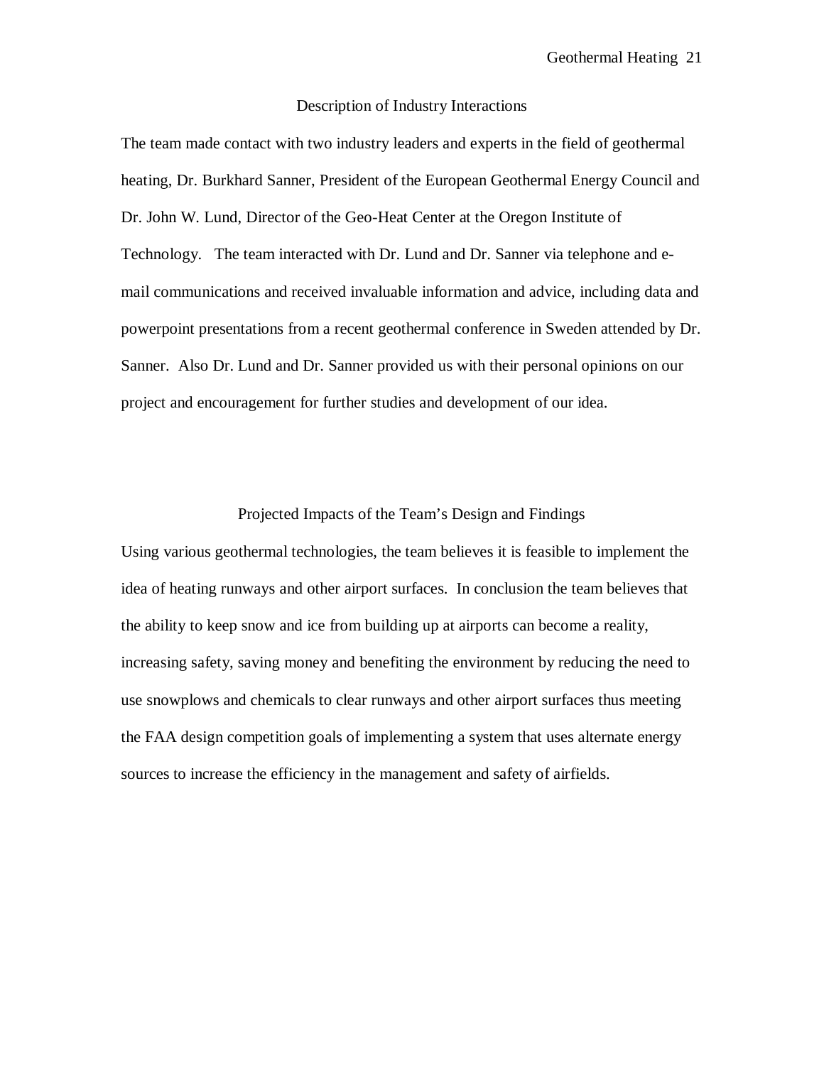## Description of Industry Interactions

The team made contact with two industry leaders and experts in the field of geothermal heating, Dr. Burkhard Sanner, President of the European Geothermal Energy Council and Dr. John W. Lund, Director of the Geo-Heat Center at the Oregon Institute of Technology. The team interacted with Dr. Lund and Dr. Sanner via telephone and e-mail communications and received invaluable information and advice, including data and powerpoint presentations from a recent geothermal conference in Sweden attended by Dr. Sanner. Also Dr. Lund and Dr. Sanner provided us with their personal opinions on our project and encouragement for further studies and development of our idea.

## Projected Impacts of the Team's Design and Findings

Using various geothermal technologies, the team believes it is feasible to implement the idea of heating runways and other airport surfaces. In conclusion the team believes that the ability to keep snow and ice from building up at airports can become a reality, increasing safety, saving money and benefiting the environment by reducing the need to use snowplows and chemicals to clear runways and other airport surfaces thus meeting the FAA design competition goals of implementing a system that uses alternate energy sources to increase the efficiency in the management and safety of airfields.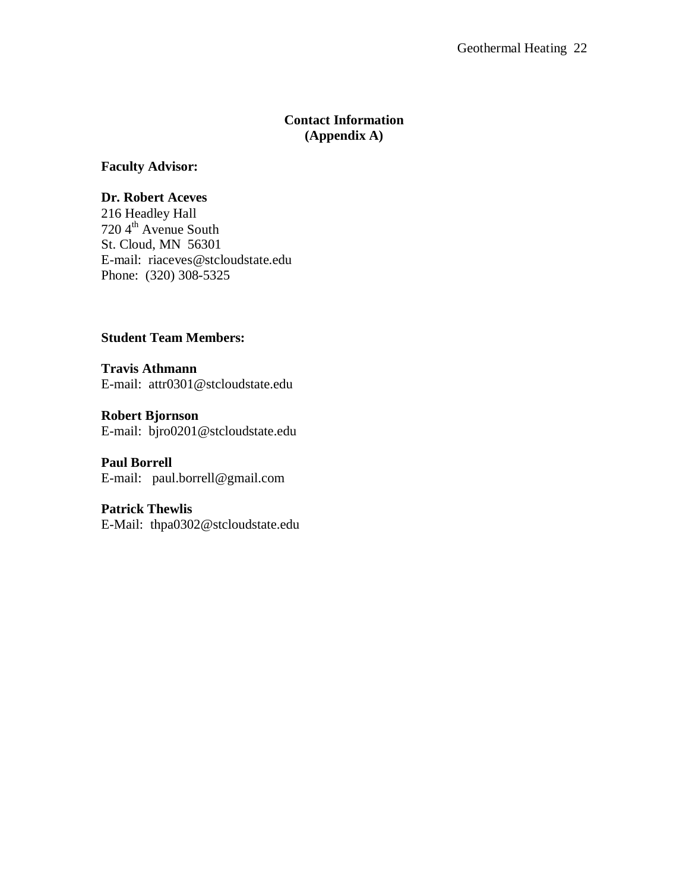## Contact Information
## (Appendix A)

**Faculty Advisor:**

**Dr. Robert Aceves**
216 Headley Hall
720 4th Avenue South
St. Cloud, MN 56301
E-mail: riaceves@stcloudstate.edu
Phone: (320) 308-5325

**Student Team Members:**

**Travis Athmann**
E-mail: attr0301@stcloudstate.edu

**Robert Bjornson**
E-mail: bjro0201@stcloudstate.edu

**Paul Borrell**
E-mail: paul.borrell@gmail.com

**Patrick Thewlis**
E-Mail: thpa0302@stcloudstate.edu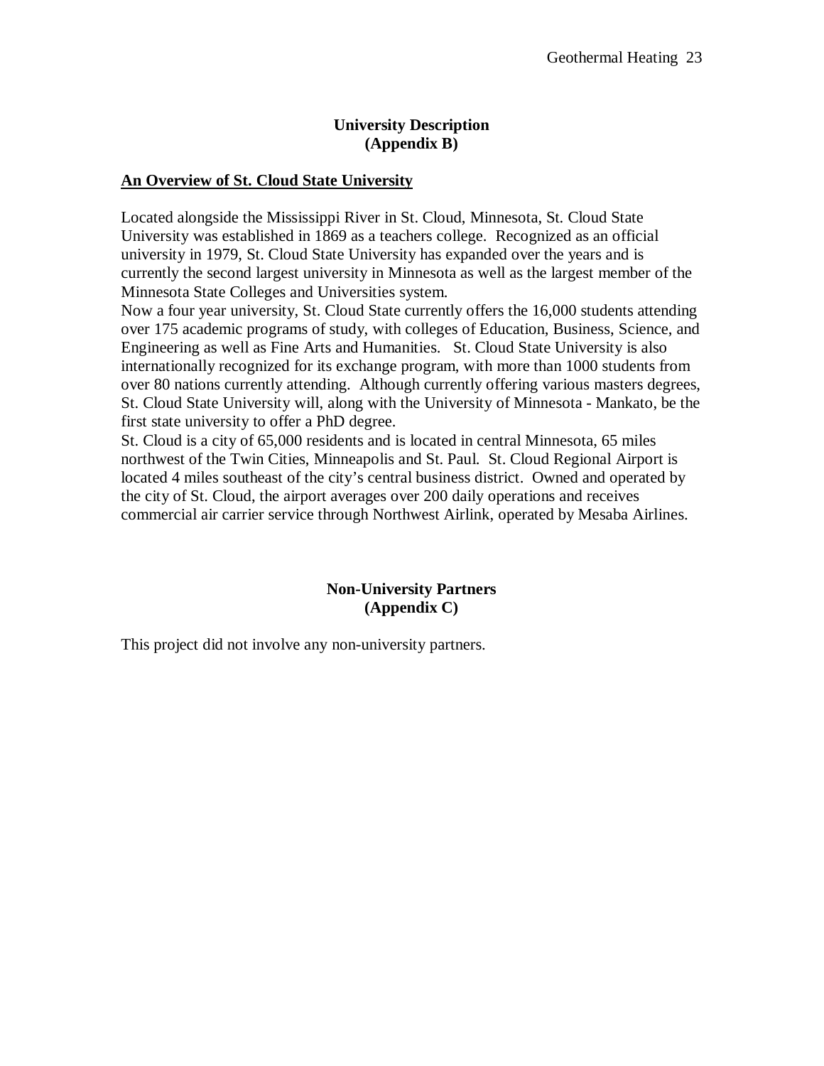## University Description
## (Appendix B)

**An Overview of St. Cloud State University**

Located alongside the Mississippi River in St. Cloud, Minnesota, St. Cloud State University was established in 1869 as a teachers college. Recognized as an official university in 1979, St. Cloud State University has expanded over the years and is currently the second largest university in Minnesota as well as the largest member of the Minnesota State Colleges and Universities system.

Now a four year university, St. Cloud State currently offers the 16,000 students attending over 175 academic programs of study, with colleges of Education, Business, Science, and Engineering as well as Fine Arts and Humanities. St. Cloud State University is also internationally recognized for its exchange program, with more than 1000 students from over 80 nations currently attending. Although currently offering various masters degrees, St. Cloud State University will, along with the University of Minnesota - Mankato, be the first state university to offer a PhD degree.

St. Cloud is a city of 65,000 residents and is located in central Minnesota, 65 miles northwest of the Twin Cities, Minneapolis and St. Paul. St. Cloud Regional Airport is located 4 miles southeast of the city's central business district. Owned and operated by the city of St. Cloud, the airport averages over 200 daily operations and receives commercial air carrier service through Northwest Airlink, operated by Mesaba Airlines.

## Non-University Partners
## (Appendix C)

This project did not involve any non-university partners.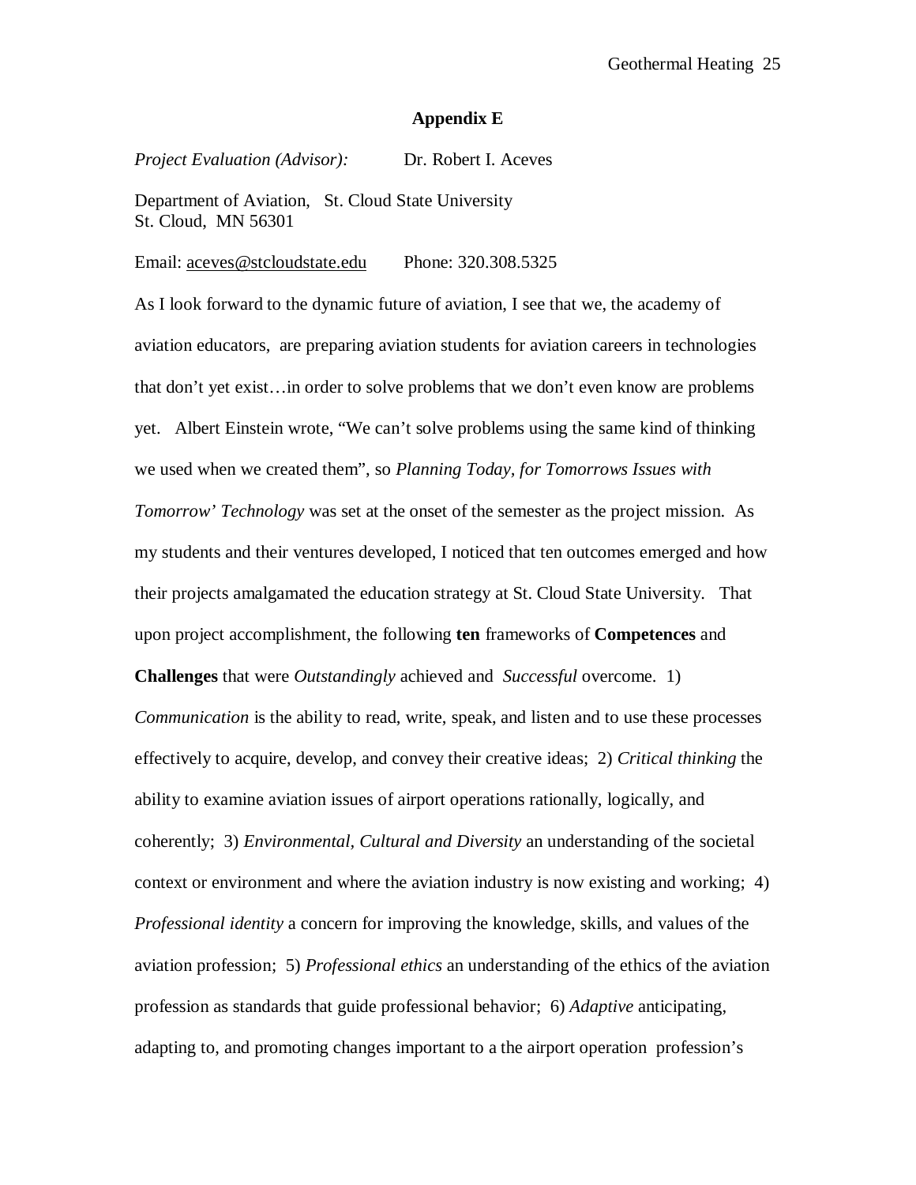## Appendix E

*Project Evaluation (Advisor):* Dr. Robert I. Aceves

Department of Aviation, St. Cloud State University
St. Cloud, MN 56301

Email: aceves@stcloudstate.edu Phone: 320.308.5325

As I look forward to the dynamic future of aviation, I see that we, the academy of aviation educators, are preparing aviation students for aviation careers in technologies that don't yet exist…in order to solve problems that we don't even know are problems yet. Albert Einstein wrote, "We can't solve problems using the same kind of thinking we used when we created them", so *Planning Today, for Tomorrows Issues with Tomorrow' Technology* was set at the onset of the semester as the project mission. As my students and their ventures developed, I noticed that ten outcomes emerged and how their projects amalgamated the education strategy at St. Cloud State University. That upon project accomplishment, the following **ten** frameworks of **Competences** and **Challenges** that were *Outstandingly* achieved and *Successful* overcome. 1) *Communication* is the ability to read, write, speak, and listen and to use these processes effectively to acquire, develop, and convey their creative ideas; 2) *Critical thinking* the ability to examine aviation issues of airport operations rationally, logically, and coherently; 3) *Environmental, Cultural and Diversity* an understanding of the societal context or environment and where the aviation industry is now existing and working; 4) *Professional identity* a concern for improving the knowledge, skills, and values of the aviation profession; 5) *Professional ethics* an understanding of the ethics of the aviation profession as standards that guide professional behavior; 6) *Adaptive* anticipating, adapting to, and promoting changes important to a the airport operation profession's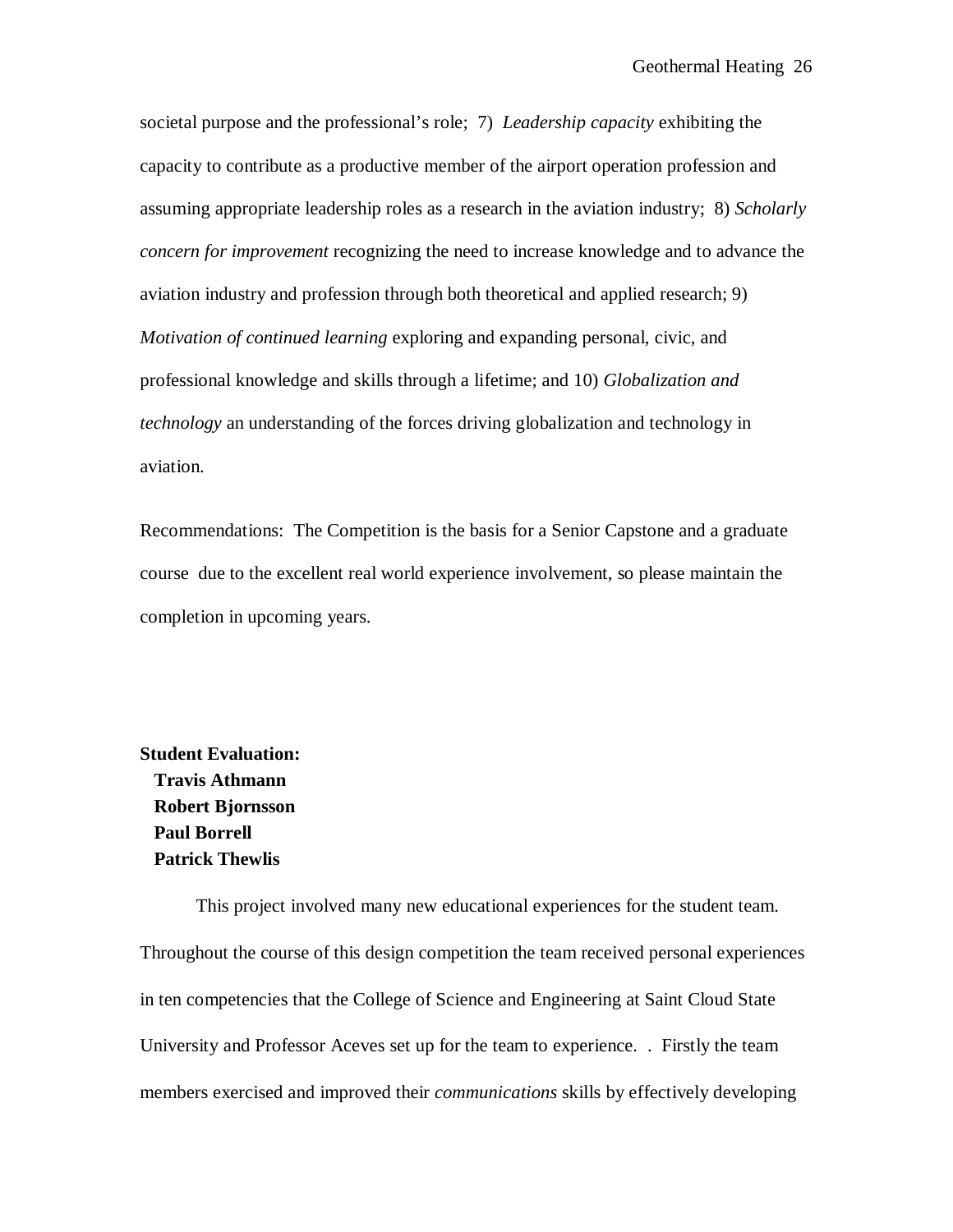societal purpose and the professional's role; 7) *Leadership capacity* exhibiting the capacity to contribute as a productive member of the airport operation profession and assuming appropriate leadership roles as a research in the aviation industry; 8) *Scholarly concern for improvement* recognizing the need to increase knowledge and to advance the aviation industry and profession through both theoretical and applied research; 9) *Motivation of continued learning* exploring and expanding personal, civic, and professional knowledge and skills through a lifetime; and 10) *Globalization and technology* an understanding of the forces driving globalization and technology in aviation.

Recommendations: The Competition is the basis for a Senior Capstone and a graduate course due to the excellent real world experience involvement, so please maintain the completion in upcoming years.

**Student Evaluation:**
**Travis Athmann**
**Robert Bjornsson**
**Paul Borrell**
**Patrick Thewlis**

This project involved many new educational experiences for the student team. Throughout the course of this design competition the team received personal experiences in ten competencies that the College of Science and Engineering at Saint Cloud State University and Professor Aceves set up for the team to experience. . Firstly the team members exercised and improved their *communications* skills by effectively developing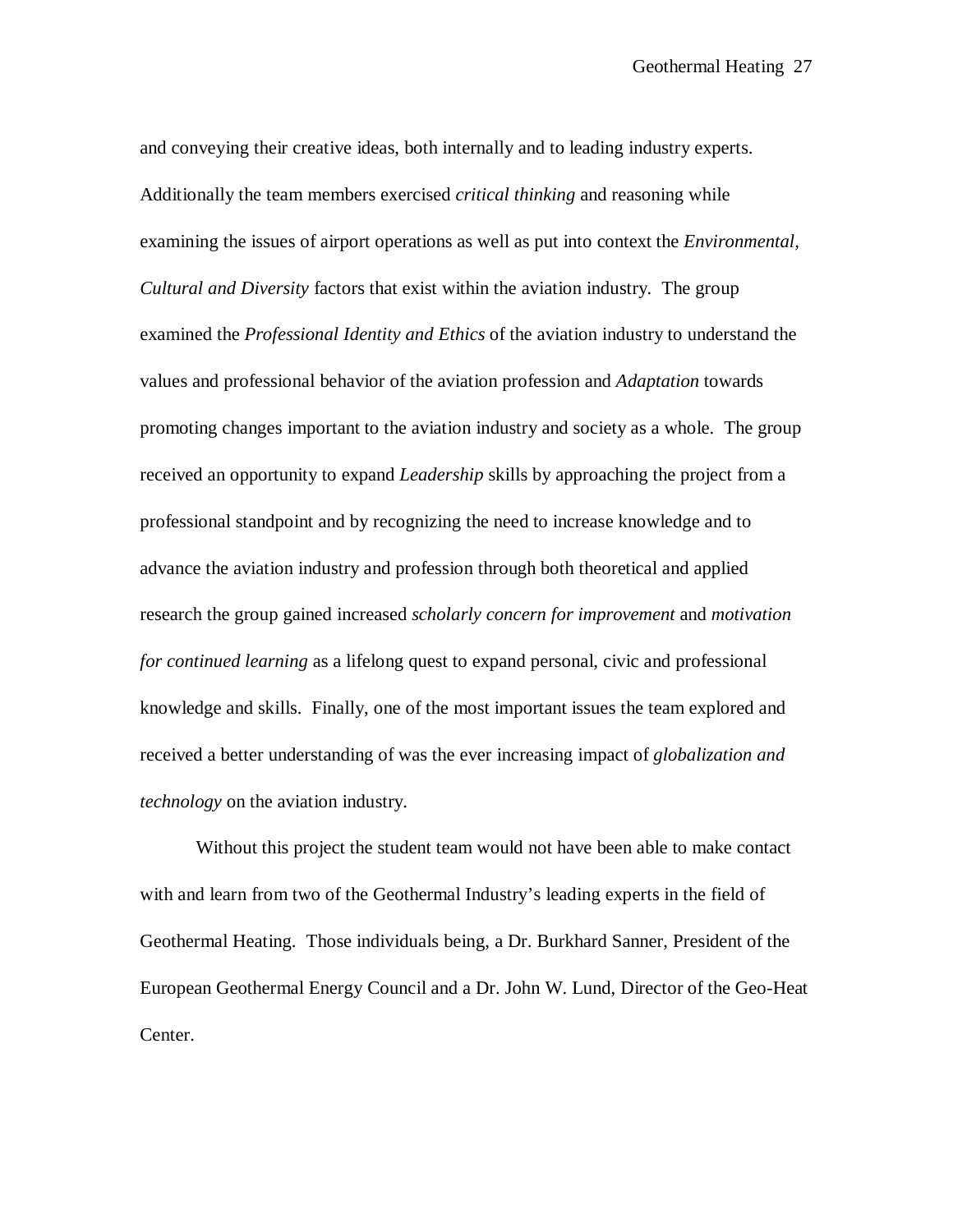and conveying their creative ideas, both internally and to leading industry experts. Additionally the team members exercised *critical thinking* and reasoning while examining the issues of airport operations as well as put into context the *Environmental, Cultural and Diversity* factors that exist within the aviation industry. The group examined the *Professional Identity and Ethics* of the aviation industry to understand the values and professional behavior of the aviation profession and *Adaptation* towards promoting changes important to the aviation industry and society as a whole. The group received an opportunity to expand *Leadership* skills by approaching the project from a professional standpoint and by recognizing the need to increase knowledge and to advance the aviation industry and profession through both theoretical and applied research the group gained increased *scholarly concern for improvement* and *motivation for continued learning* as a lifelong quest to expand personal, civic and professional knowledge and skills. Finally, one of the most important issues the team explored and received a better understanding of was the ever increasing impact of *globalization and technology* on the aviation industry.

Without this project the student team would not have been able to make contact with and learn from two of the Geothermal Industry's leading experts in the field of Geothermal Heating. Those individuals being, a Dr. Burkhard Sanner, President of the European Geothermal Energy Council and a Dr. John W. Lund, Director of the Geo-Heat Center.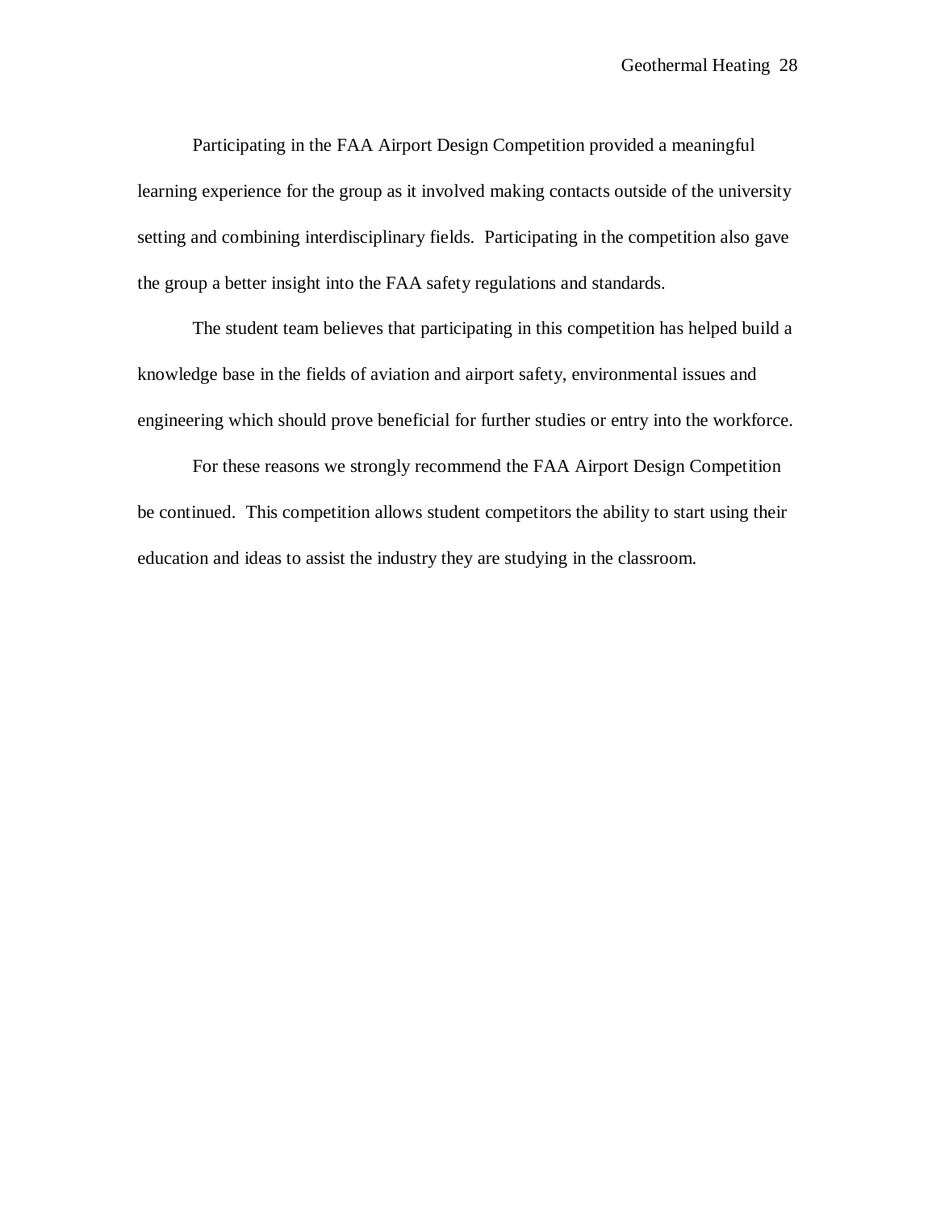Participating in the FAA Airport Design Competition provided a meaningful learning experience for the group as it involved making contacts outside of the university setting and combining interdisciplinary fields.  Participating in the competition also gave the group a better insight into the FAA safety regulations and standards.

The student team believes that participating in this competition has helped build a knowledge base in the fields of aviation and airport safety, environmental issues and engineering which should prove beneficial for further studies or entry into the workforce.

For these reasons we strongly recommend the FAA Airport Design Competition be continued.  This competition allows student competitors the ability to start using their education and ideas to assist the industry they are studying in the classroom.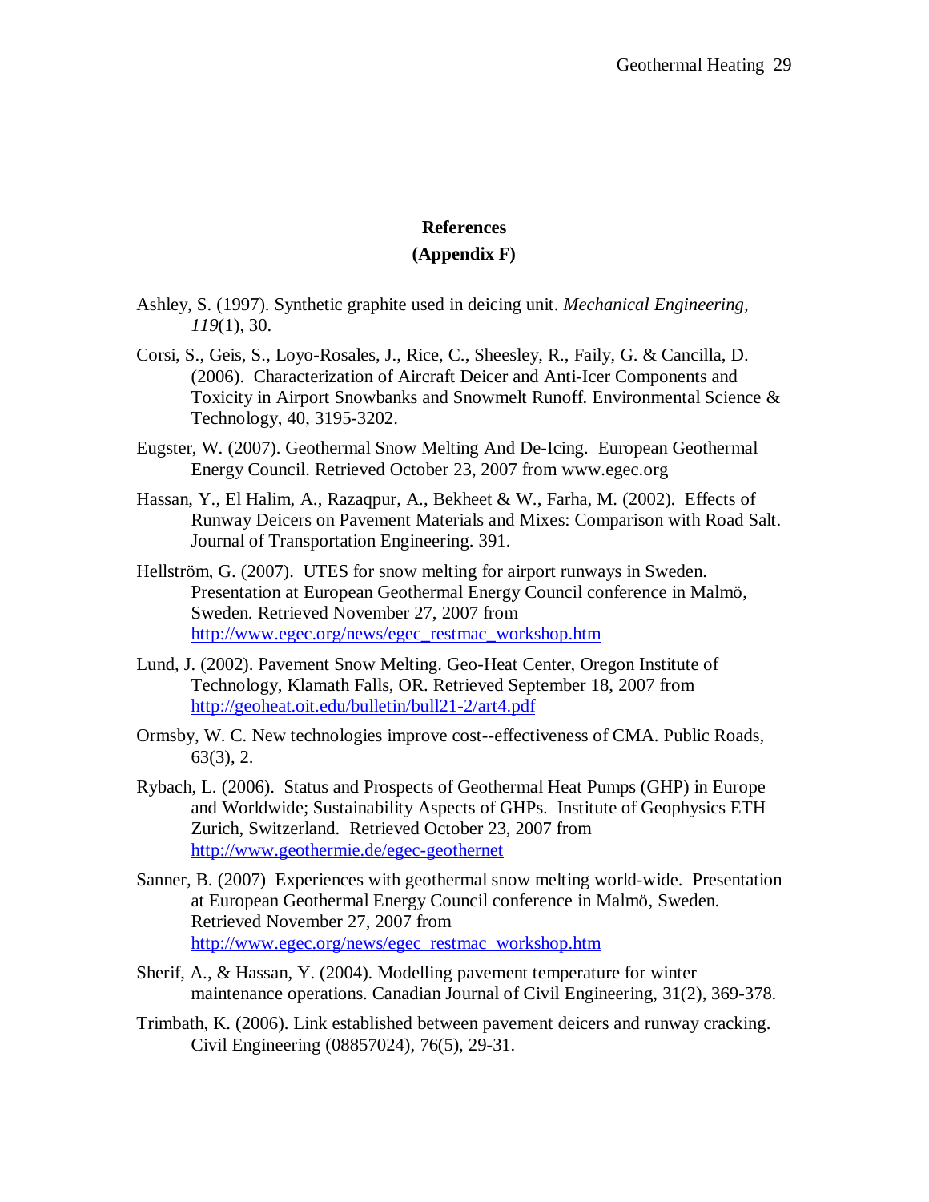# References

**(Appendix F)**

Ashley, S. (1997). Synthetic graphite used in deicing unit. *Mechanical Engineering, 119*(1), 30.

Corsi, S., Geis, S., Loyo-Rosales, J., Rice, C., Sheesley, R., Faily, G. & Cancilla, D. (2006). Characterization of Aircraft Deicer and Anti-Icer Components and Toxicity in Airport Snowbanks and Snowmelt Runoff. Environmental Science & Technology, 40, 3195-3202.

Eugster, W. (2007). Geothermal Snow Melting And De-Icing. European Geothermal Energy Council. Retrieved October 23, 2007 from www.egec.org

Hassan, Y., El Halim, A., Razaqpur, A., Bekheet & W., Farha, M. (2002). Effects of Runway Deicers on Pavement Materials and Mixes: Comparison with Road Salt. Journal of Transportation Engineering. 391.

Hellström, G. (2007). UTES for snow melting for airport runways in Sweden. Presentation at European Geothermal Energy Council conference in Malmö, Sweden. Retrieved November 27, 2007 from http://www.egec.org/news/egec_restmac_workshop.htm

Lund, J. (2002). Pavement Snow Melting. Geo-Heat Center, Oregon Institute of Technology, Klamath Falls, OR. Retrieved September 18, 2007 from http://geoheat.oit.edu/bulletin/bull21-2/art4.pdf

Ormsby, W. C. New technologies improve cost--effectiveness of CMA. Public Roads, 63(3), 2.

Rybach, L. (2006). Status and Prospects of Geothermal Heat Pumps (GHP) in Europe and Worldwide; Sustainability Aspects of GHPs. Institute of Geophysics ETH Zurich, Switzerland. Retrieved October 23, 2007 from http://www.geothermie.de/egec-geothernet

Sanner, B. (2007) Experiences with geothermal snow melting world-wide. Presentation at European Geothermal Energy Council conference in Malmö, Sweden. Retrieved November 27, 2007 from http://www.egec.org/news/egec_restmac_workshop.htm

Sherif, A., & Hassan, Y. (2004). Modelling pavement temperature for winter maintenance operations. Canadian Journal of Civil Engineering, 31(2), 369-378.

Trimbath, K. (2006). Link established between pavement deicers and runway cracking. Civil Engineering (08857024), 76(5), 29-31.